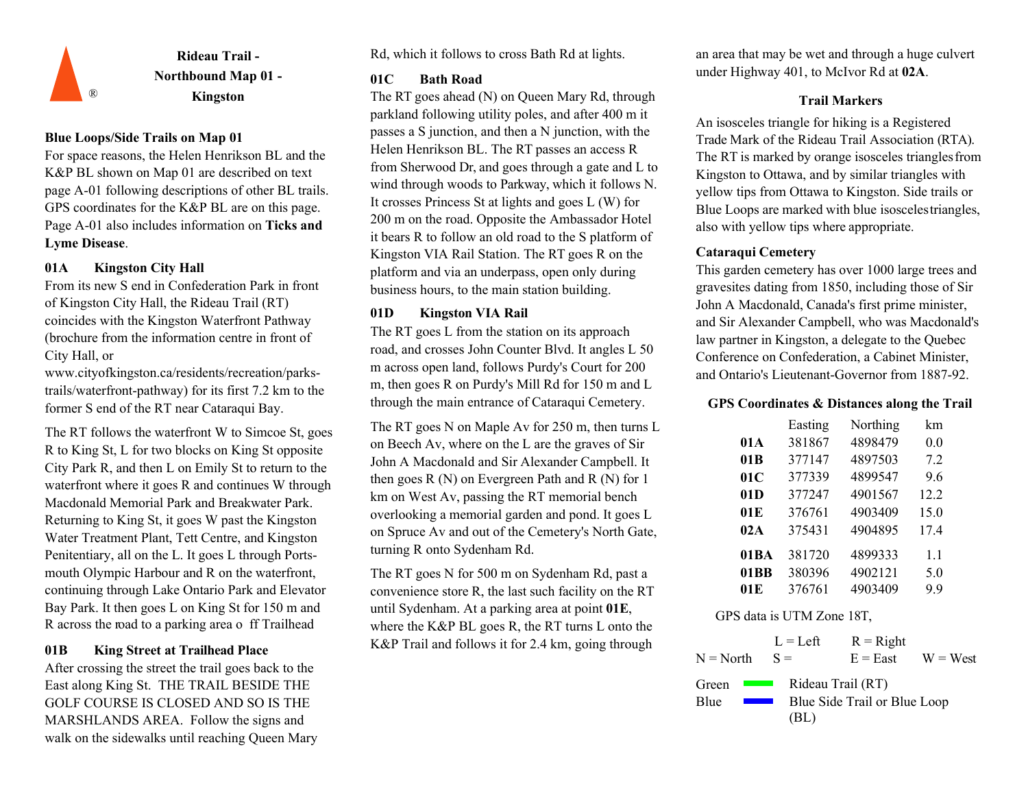# Rideau Trail - Northbound Map 01 - Kingston

®

### Blue Loops/Side Trails on Map 01

For space reasons, the Helen Henrikson BL and the K&P BL shown on Map 01 are described on text page A-01 following descriptions of other BL trails. GPS coordinates for the K&P BL are on this page. Page A-01 also includes information on **Ticks and Lyme Disease**.

### 01A Kingston City Hall

From its new S end in Confederation Park in front of Kingston City Hall, the Rideau Trail (RT) coincides with the Kingston Waterfront Pathway (brochure from the information centre in front of City Hall, or www.cityofkingston.ca/residents/recreation/parks-trails/waterfront-pathway) for its first 7.2 km to the former S end of the RT near Cataraqui Bay.

The RT follows the waterfront W to Simcoe St, goes R to King St, L for two blocks on King St opposite City Park R, and then L on Emily St to return to the waterfront where it goes R and continues W through Macdonald Memorial Park and Breakwater Park. Returning to King St, it goes W past the Kingston Water Treatment Plant, Tett Centre, and Kingston Penitentiary, all on the L. It goes L through Portsmouth Olympic Harbour and R on the waterfront, continuing through Lake Ontario Park and Elevator Bay Park. It then goes L on King St for 150 m and R across the road to a parking area off Trailhead

### 01B King Street at Trailhead Place

After crossing the street the trail goes back to the East along King St. THE TRAIL BESIDE THE GOLF COURSE IS CLOSED AND SO IS THE MARSHLANDS AREA. Follow the signs and walk on the sidewalks until reaching Queen Mary Rd, which it follows to cross Bath Rd at lights.

### 01C Bath Road

The RT goes ahead (N) on Queen Mary Rd, through parkland following utility poles, and after 400 m it passes a S junction, and then a N junction, with the Helen Henrikson BL. The RT passes an access R from Sherwood Dr, and goes through a gate and L to wind through woods to Parkway, which it follows N. It crosses Princess St at lights and goes L (W) for 200 m on the road. Opposite the Ambassador Hotel it bears R to follow an old road to the S platform of Kingston VIA Rail Station. The RT goes R on the platform and via an underpass, open only during business hours, to the main station building.

### 01D Kingston VIA Rail

The RT goes L from the station on its approach road, and crosses John Counter Blvd. It angles L 50 m across open land, follows Purdy's Court for 200 m, then goes R on Purdy's Mill Rd for 150 m and L through the main entrance of Cataraqui Cemetery.

The RT goes N on Maple Av for 250 m, then turns L on Beech Av, where on the L are the graves of Sir John A Macdonald and Sir Alexander Campbell. It then goes R (N) on Evergreen Path and R (N) for 1 km on West Av, passing the RT memorial bench overlooking a memorial garden and pond. It goes L on Spruce Av and out of the Cemetery's North Gate, turning R onto Sydenham Rd.

The RT goes N for 500 m on Sydenham Rd, past a convenience store R, the last such facility on the RT until Sydenham. At a parking area at point **01E**, where the K&P BL goes R, the RT turns L onto the K&P Trail and follows it for 2.4 km, going through an area that may be wet and through a huge culvert under Highway 401, to McIvor Rd at **02A**.

### Trail Markers

An isosceles triangle for hiking is a Registered Trade Mark of the Rideau Trail Association (RTA). The RT is marked by orange isosceles triangles from Kingston to Ottawa, and by similar triangles with yellow tips from Ottawa to Kingston. Side trails or Blue Loops are marked with blue isosceles triangles, also with yellow tips where appropriate.

### Cataraqui Cemetery

This garden cemetery has over 1000 large trees and gravesites dating from 1850, including those of Sir John A Macdonald, Canada's first prime minister, and Sir Alexander Campbell, who was Macdonald's law partner in Kingston, a delegate to the Quebec Conference on Confederation, a Cabinet Minister, and Ontario's Lieutenant-Governor from 1887-92.

### GPS Coordinates & Distances along the Trail

| | Easting | Northing | km |
|---|---|---|---|
| **01A** | 381867 | 4898479 | 0.0 |
| **01B** | 377147 | 4897503 | 7.2 |
| **01C** | 377339 | 4899547 | 9.6 |
| **01D** | 377247 | 4901567 | 12.2 |
| **01E** | 376761 | 4903409 | 15.0 |
| **02A** | 375431 | 4904895 | 17.4 |
| **01BA** | 381720 | 4899333 | 1.1 |
| **01BB** | 380396 | 4902121 | 5.0 |
| **01E** | 376761 | 4903409 | 9.9 |

GPS data is UTM Zone 18T,

L = Left R = Right
N = North S = E = East W = West

Green — Rideau Trail (RT)
Blue — Blue Side Trail or Blue Loop (BL)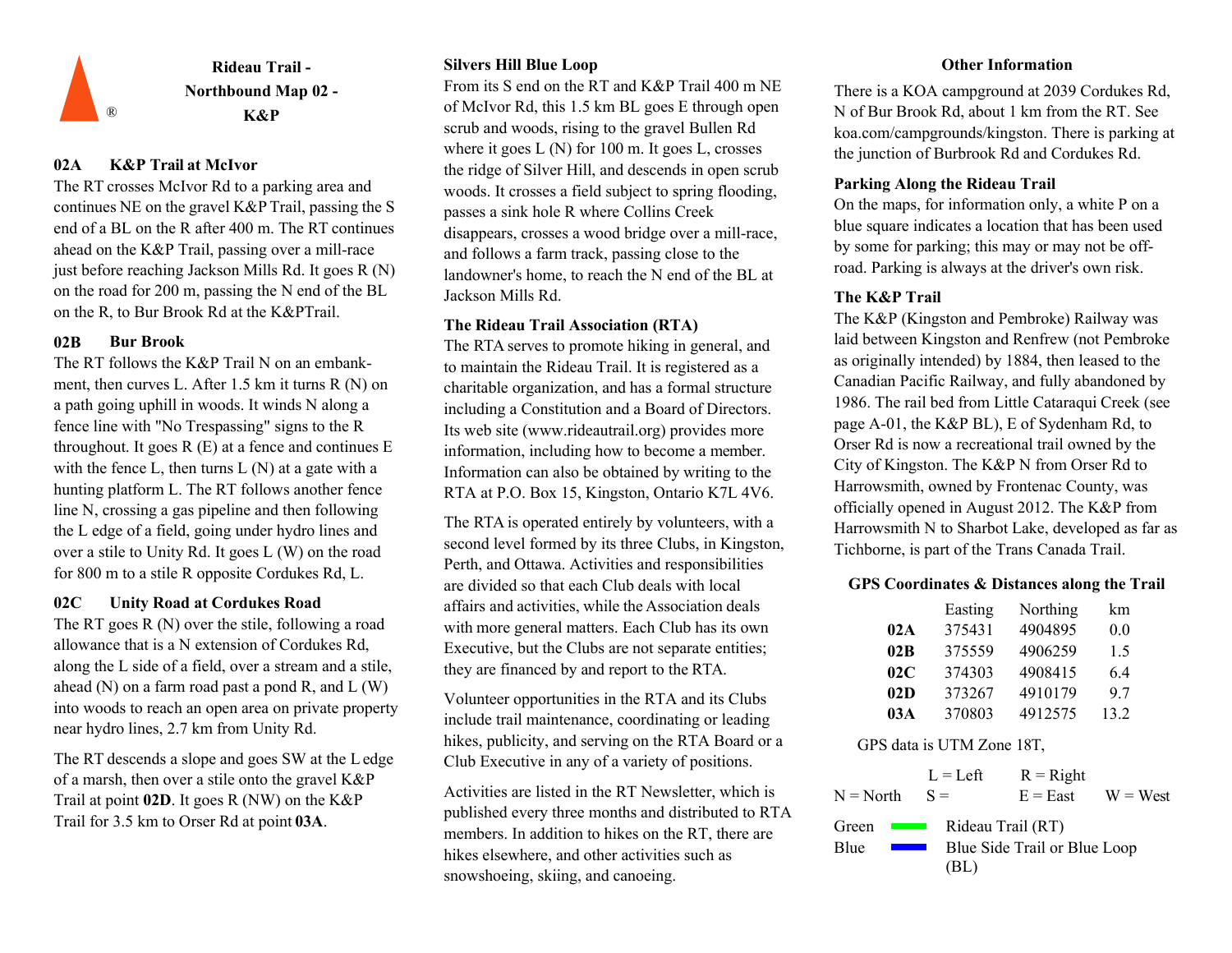# Rideau Trail - Northbound Map 02 - K&P

### 02A K&P Trail at McIvor

The RT crosses McIvor Rd to a parking area and continues NE on the gravel K&P Trail, passing the S end of a BL on the R after 400 m. The RT continues ahead on the K&P Trail, passing over a mill-race just before reaching Jackson Mills Rd. It goes R (N) on the road for 200 m, passing the N end of the BL on the R, to Bur Brook Rd at the K&PTrail.

### 02B Bur Brook

The RT follows the K&P Trail N on an embankment, then curves L. After 1.5 km it turns R (N) on a path going uphill in woods. It winds N along a fence line with "No Trespassing" signs to the R throughout. It goes R (E) at a fence and continues E with the fence L, then turns L (N) at a gate with a hunting platform L. The RT follows another fence line N, crossing a gas pipeline and then following the L edge of a field, going under hydro lines and over a stile to Unity Rd. It goes L (W) on the road for 800 m to a stile R opposite Cordukes Rd, L.

### 02C Unity Road at Cordukes Road

The RT goes R (N) over the stile, following a road allowance that is a N extension of Cordukes Rd, along the L side of a field, over a stream and a stile, ahead (N) on a farm road past a pond R, and L (W) into woods to reach an open area on private property near hydro lines, 2.7 km from Unity Rd.

The RT descends a slope and goes SW at the L edge of a marsh, then over a stile onto the gravel K&P Trail at point **02D**. It goes R (NW) on the K&P Trail for 3.5 km to Orser Rd at point **03A**.

### Silvers Hill Blue Loop

From its S end on the RT and K&P Trail 400 m NE of McIvor Rd, this 1.5 km BL goes E through open scrub and woods, rising to the gravel Bullen Rd where it goes L (N) for 100 m. It goes L, crosses the ridge of Silver Hill, and descends in open scrub woods. It crosses a field subject to spring flooding, passes a sink hole R where Collins Creek disappears, crosses a wood bridge over a mill-race, and follows a farm track, passing close to the landowner's home, to reach the N end of the BL at Jackson Mills Rd.

### The Rideau Trail Association (RTA)

The RTA serves to promote hiking in general, and to maintain the Rideau Trail. It is registered as a charitable organization, and has a formal structure including a Constitution and a Board of Directors. Its web site (www.rideautrail.org) provides more information, including how to become a member. Information can also be obtained by writing to the RTA at P.O. Box 15, Kingston, Ontario K7L 4V6.

The RTA is operated entirely by volunteers, with a second level formed by its three Clubs, in Kingston, Perth, and Ottawa. Activities and responsibilities are divided so that each Club deals with local affairs and activities, while the Association deals with more general matters. Each Club has its own Executive, but the Clubs are not separate entities; they are financed by and report to the RTA.

Volunteer opportunities in the RTA and its Clubs include trail maintenance, coordinating or leading hikes, publicity, and serving on the RTA Board or a Club Executive in any of a variety of positions.

Activities are listed in the RT Newsletter, which is published every three months and distributed to RTA members. In addition to hikes on the RT, there are hikes elsewhere, and other activities such as snowshoeing, skiing, and canoeing.

### Other Information

There is a KOA campground at 2039 Cordukes Rd, N of Bur Brook Rd, about 1 km from the RT. See koa.com/campgrounds/kingston. There is parking at the junction of Burbrook Rd and Cordukes Rd.

### Parking Along the Rideau Trail

On the maps, for information only, a white P on a blue square indicates a location that has been used by some for parking; this may or may not be off-road. Parking is always at the driver's own risk.

### The K&P Trail

The K&P (Kingston and Pembroke) Railway was laid between Kingston and Renfrew (not Pembroke as originally intended) by 1884, then leased to the Canadian Pacific Railway, and fully abandoned by 1986. The rail bed from Little Cataraqui Creek (see page A-01, the K&P BL), E of Sydenham Rd, to Orser Rd is now a recreational trail owned by the City of Kingston. The K&P N from Orser Rd to Harrowsmith, owned by Frontenac County, was officially opened in August 2012. The K&P from Harrowsmith N to Sharbot Lake, developed as far as Tichborne, is part of the Trans Canada Trail.

### GPS Coordinates & Distances along the Trail

| | Easting | Northing | km |
|---|---|---|---|
| **02A** | 375431 | 4904895 | 0.0 |
| **02B** | 375559 | 4906259 | 1.5 |
| **02C** | 374303 | 4908415 | 6.4 |
| **02D** | 373267 | 4910179 | 9.7 |
| **03A** | 370803 | 4912575 | 13.2 |

GPS data is UTM Zone 18T,

L = Left R = Right
N = North S = E = East W = West

Green — Rideau Trail (RT)
Blue — Blue Side Trail or Blue Loop (BL)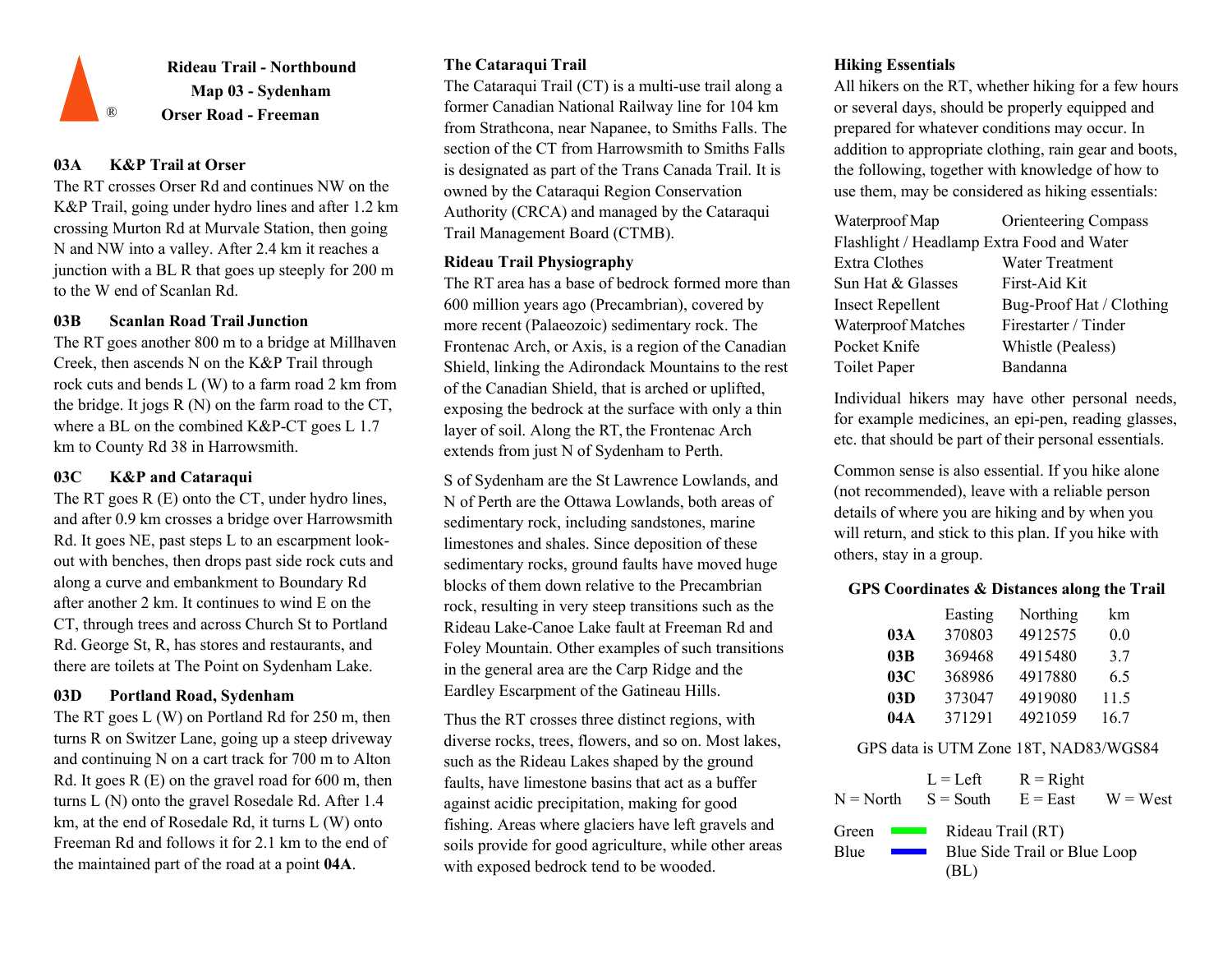# Rideau Trail - Northbound
## Map 03 - Sydenham
## Orser Road - Freeman

®

### 03A K&P Trail at Orser

The RT crosses Orser Rd and continues NW on the K&P Trail, going under hydro lines and after 1.2 km crossing Murton Rd at Murvale Station, then going N and NW into a valley. After 2.4 km it reaches a junction with a BL R that goes up steeply for 200 m to the W end of Scanlan Rd.

### 03B Scanlan Road Trail Junction

The RT goes another 800 m to a bridge at Millhaven Creek, then ascends N on the K&P Trail through rock cuts and bends L (W) to a farm road 2 km from the bridge. It jogs R (N) on the farm road to the CT, where a BL on the combined K&P-CT goes L 1.7 km to County Rd 38 in Harrowsmith.

### 03C K&P and Cataraqui

The RT goes R (E) onto the CT, under hydro lines, and after 0.9 km crosses a bridge over Harrowsmith Rd. It goes NE, past steps L to an escarpment look-out with benches, then drops past side rock cuts and along a curve and embankment to Boundary Rd after another 2 km. It continues to wind E on the CT, through trees and across Church St to Portland Rd. George St, R, has stores and restaurants, and there are toilets at The Point on Sydenham Lake.

### 03D Portland Road, Sydenham

The RT goes L (W) on Portland Rd for 250 m, then turns R on Switzer Lane, going up a steep driveway and continuing N on a cart track for 700 m to Alton Rd. It goes R (E) on the gravel road for 600 m, then turns L (N) onto the gravel Rosedale Rd. After 1.4 km, at the end of Rosedale Rd, it turns L (W) onto Freeman Rd and follows it for 2.1 km to the end of the maintained part of the road at a point **04A**.

### The Cataraqui Trail

The Cataraqui Trail (CT) is a multi-use trail along a former Canadian National Railway line for 104 km from Strathcona, near Napanee, to Smiths Falls. The section of the CT from Harrowsmith to Smiths Falls is designated as part of the Trans Canada Trail. It is owned by the Cataraqui Region Conservation Authority (CRCA) and managed by the Cataraqui Trail Management Board (CTMB).

### Rideau Trail Physiography

The RT area has a base of bedrock formed more than 600 million years ago (Precambrian), covered by more recent (Palaeozoic) sedimentary rock. The Frontenac Arch, or Axis, is a region of the Canadian Shield, linking the Adirondack Mountains to the rest of the Canadian Shield, that is arched or uplifted, exposing the bedrock at the surface with only a thin layer of soil. Along the RT, the Frontenac Arch extends from just N of Sydenham to Perth.

S of Sydenham are the St Lawrence Lowlands, and N of Perth are the Ottawa Lowlands, both areas of sedimentary rock, including sandstones, marine limestones and shales. Since deposition of these sedimentary rocks, ground faults have moved huge blocks of them down relative to the Precambrian rock, resulting in very steep transitions such as the Rideau Lake-Canoe Lake fault at Freeman Rd and Foley Mountain. Other examples of such transitions in the general area are the Carp Ridge and the Eardley Escarpment of the Gatineau Hills.

Thus the RT crosses three distinct regions, with diverse rocks, trees, flowers, and so on. Most lakes, such as the Rideau Lakes shaped by the ground faults, have limestone basins that act as a buffer against acidic precipitation, making for good fishing. Areas where glaciers have left gravels and soils provide for good agriculture, while other areas with exposed bedrock tend to be wooded.

### Hiking Essentials

All hikers on the RT, whether hiking for a few hours or several days, should be properly equipped and prepared for whatever conditions may occur. In addition to appropriate clothing, rain gear and boots, the following, together with knowledge of how to use them, may be considered as hiking essentials:

| | |
|---|---|
| Waterproof Map | Orienteering Compass |
| Flashlight / Headlamp | Extra Food and Water |
| Extra Clothes | Water Treatment |
| Sun Hat & Glasses | First-Aid Kit |
| Insect Repellent | Bug-Proof Hat / Clothing |
| Waterproof Matches | Firestarter / Tinder |
| Pocket Knife | Whistle (Pealess) |
| Toilet Paper | Bandanna |

Individual hikers may have other personal needs, for example medicines, an epi-pen, reading glasses, etc. that should be part of their personal essentials.

Common sense is also essential. If you hike alone (not recommended), leave with a reliable person details of where you are hiking and by when you will return, and stick to this plan. If you hike with others, stay in a group.

### GPS Coordinates & Distances along the Trail

| | Easting | Northing | km |
|---|---|---|---|
| **03A** | 370803 | 4912575 | 0.0 |
| **03B** | 369468 | 4915480 | 3.7 |
| **03C** | 368986 | 4917880 | 6.5 |
| **03D** | 373047 | 4919080 | 11.5 |
| **04A** | 371291 | 4921059 | 16.7 |

GPS data is UTM Zone 18T, NAD83/WGS84

| | | | |
|---|---|---|---|
| | L = Left | R = Right | |
| N = North | S = South | E = East | W = West |

Green — Rideau Trail (RT)

Blue — Blue Side Trail or Blue Loop (BL)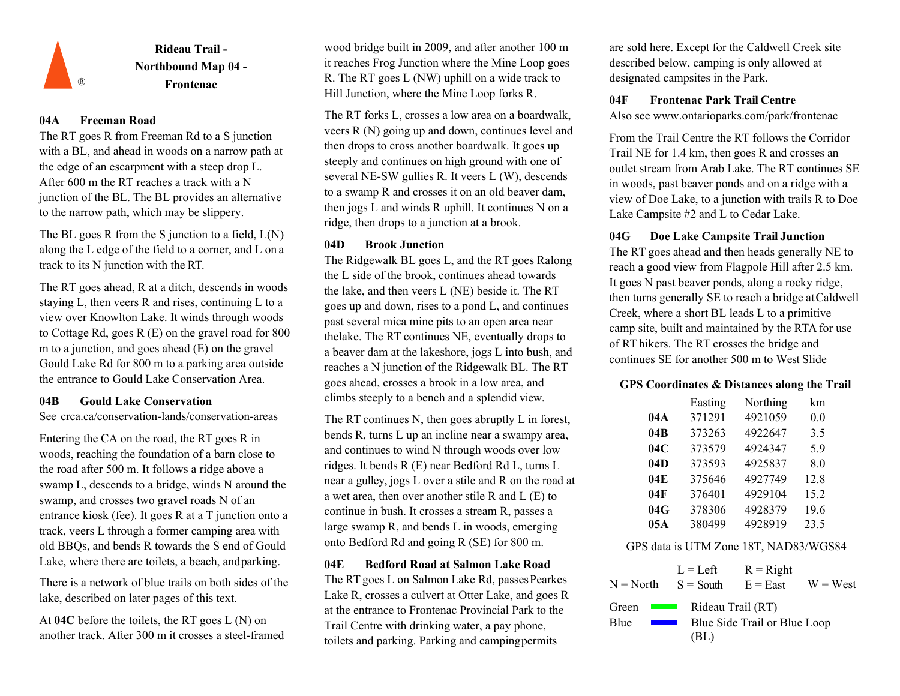# Rideau Trail - Northbound Map 04 - Frontenac

### 04A Freeman Road

The RT goes R from Freeman Rd to a S junction with a BL, and ahead in woods on a narrow path at the edge of an escarpment with a steep drop L. After 600 m the RT reaches a track with a N junction of the BL. The BL provides an alternative to the narrow path, which may be slippery.

The BL goes R from the S junction to a field, L(N) along the L edge of the field to a corner, and L on a track to its N junction with the RT.

The RT goes ahead, R at a ditch, descends in woods staying L, then veers R and rises, continuing L to a view over Knowlton Lake. It winds through woods to Cottage Rd, goes R (E) on the gravel road for 800 m to a junction, and goes ahead (E) on the gravel Gould Lake Rd for 800 m to a parking area outside the entrance to Gould Lake Conservation Area.

### 04B Gould Lake Conservation

See crca.ca/conservation-lands/conservation-areas

Entering the CA on the road, the RT goes R in woods, reaching the foundation of a barn close to the road after 500 m. It follows a ridge above a swamp L, descends to a bridge, winds N around the swamp, and crosses two gravel roads N of an entrance kiosk (fee). It goes R at a T junction onto a track, veers L through a former camping area with old BBQs, and bends R towards the S end of Gould Lake, where there are toilets, a beach, and parking.

There is a network of blue trails on both sides of the lake, described on later pages of this text.

At **04C** before the toilets, the RT goes L (N) on another track. After 300 m it crosses a steel-framed wood bridge built in 2009, and after another 100 m it reaches Frog Junction where the Mine Loop goes R. The RT goes L (NW) uphill on a wide track to Hill Junction, where the Mine Loop forks R.

The RT forks L, crosses a low area on a boardwalk, veers R (N) going up and down, continues level and then drops to cross another boardwalk. It goes up steeply and continues on high ground with one of several NE-SW gullies R. It veers L (W), descends to a swamp R and crosses it on an old beaver dam, then jogs L and winds R uphill. It continues N on a ridge, then drops to a junction at a brook.

### 04D Brook Junction

The Ridgewalk BL goes L, and the RT goes R along the L side of the brook, continues ahead towards the lake, and then veers L (NE) beside it. The RT goes up and down, rises to a pond L, and continues past several mica mine pits to an open area near the lake. The RT continues NE, eventually drops to a beaver dam at the lakeshore, jogs L into bush, and reaches a N junction of the Ridgewalk BL. The RT goes ahead, crosses a brook in a low area, and climbs steeply to a bench and a splendid view.

The RT continues N, then goes abruptly L in forest, bends R, turns L up an incline near a swampy area, and continues to wind N through woods over low ridges. It bends R (E) near Bedford Rd L, turns L near a gulley, jogs L over a stile and R on the road at a wet area, then over another stile R and L (E) to continue in bush. It crosses a stream R, passes a large swamp R, and bends L in woods, emerging onto Bedford Rd and going R (SE) for 800 m.

### 04E Bedford Road at Salmon Lake Road

The RT goes L on Salmon Lake Rd, passes Pearkes Lake R, crosses a culvert at Otter Lake, and goes R at the entrance to Frontenac Provincial Park to the Trail Centre with drinking water, a pay phone, toilets and parking. Parking and camping permits are sold here. Except for the Caldwell Creek site described below, camping is only allowed at designated campsites in the Park.

### 04F Frontenac Park Trail Centre

Also see www.ontarioparks.com/park/frontenac

From the Trail Centre the RT follows the Corridor Trail NE for 1.4 km, then goes R and crosses an outlet stream from Arab Lake. The RT continues SE in woods, past beaver ponds and on a ridge with a view of Doe Lake, to a junction with trails R to Doe Lake Campsite #2 and L to Cedar Lake.

### 04G Doe Lake Campsite Trail Junction

The RT goes ahead and then heads generally NE to reach a good view from Flagpole Hill after 2.5 km. It goes N past beaver ponds, along a rocky ridge, then turns generally SE to reach a bridge at Caldwell Creek, where a short BL leads L to a primitive camp site, built and maintained by the RTA for use of RT hikers. The RT crosses the bridge and continues SE for another 500 m to West Slide

### GPS Coordinates & Distances along the Trail

| | Easting | Northing | km |
|---|---|---|---|
| **04A** | 371291 | 4921059 | 0.0 |
| **04B** | 373263 | 4922647 | 3.5 |
| **04C** | 373579 | 4924347 | 5.9 |
| **04D** | 373593 | 4925837 | 8.0 |
| **04E** | 375646 | 4927749 | 12.8 |
| **04F** | 376401 | 4929104 | 15.2 |
| **04G** | 378306 | 4928379 | 19.6 |
| **05A** | 380499 | 4928919 | 23.5 |

GPS data is UTM Zone 18T, NAD83/WGS84

L = Left, R = Right, N = North, S = South, E = East, W = West

Green: Rideau Trail (RT)
Blue: Blue Side Trail or Blue Loop (BL)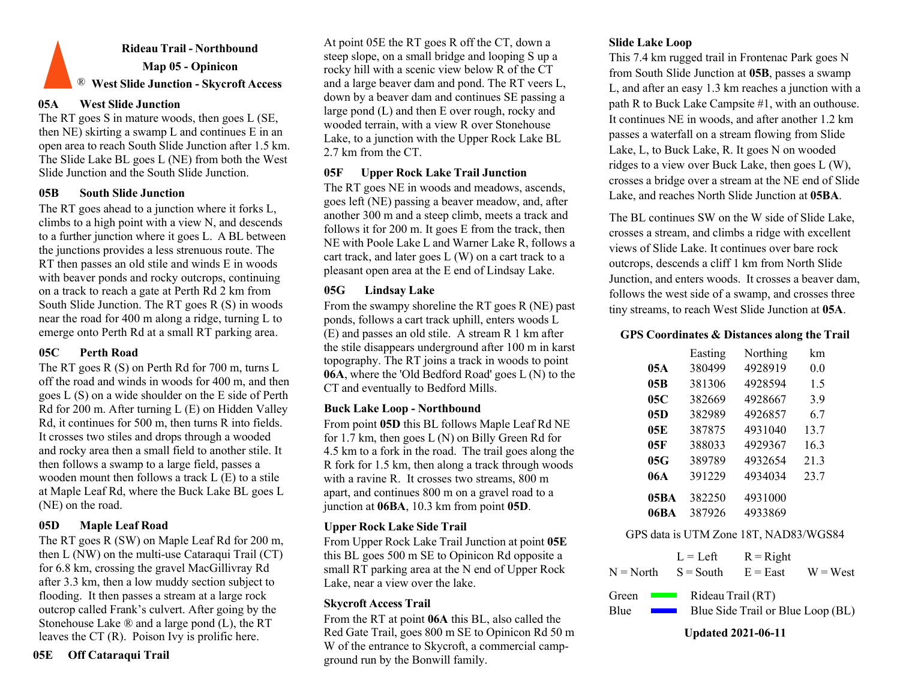# Rideau Trail - Northbound
## Map 05 - Opinicon
## ® West Slide Junction - Skycroft Access

### 05A West Slide Junction

The RT goes S in mature woods, then goes L (SE, then NE) skirting a swamp L and continues E in an open area to reach South Slide Junction after 1.5 km. The Slide Lake BL goes L (NE) from both the West Slide Junction and the South Slide Junction.

### 05B South Slide Junction

The RT goes ahead to a junction where it forks L, climbs to a high point with a view N, and descends to a further junction where it goes L. A BL between the junctions provides a less strenuous route. The RT then passes an old stile and winds E in woods with beaver ponds and rocky outcrops, continuing on a track to reach a gate at Perth Rd 2 km from South Slide Junction. The RT goes R (S) in woods near the road for 400 m along a ridge, turning L to emerge onto Perth Rd at a small RT parking area.

### 05C Perth Road

The RT goes R (S) on Perth Rd for 700 m, turns L off the road and winds in woods for 400 m, and then goes L (S) on a wide shoulder on the E side of Perth Rd for 200 m. After turning L (E) on Hidden Valley Rd, it continues for 500 m, then turns R into fields. It crosses two stiles and drops through a wooded and rocky area then a small field to another stile. It then follows a swamp to a large field, passes a wooden mount then follows a track L (E) to a stile at Maple Leaf Rd, where the Buck Lake BL goes L (NE) on the road.

### 05D Maple Leaf Road

The RT goes R (SW) on Maple Leaf Rd for 200 m, then L (NW) on the multi-use Cataraqui Trail (CT) for 6.8 km, crossing the gravel MacGillivray Rd after 3.3 km, then a low muddy section subject to flooding. It then passes a stream at a large rock outcrop called Frank's culvert. After going by the Stonehouse Lake ® and a large pond (L), the RT leaves the CT (R). Poison Ivy is prolific here.

### 05E Off Cataraqui Trail

At point 05E the RT goes R off the CT, down a steep slope, on a small bridge and looping S up a rocky hill with a scenic view below R of the CT and a large beaver dam and pond. The RT veers L, down by a beaver dam and continues SE passing a large pond (L) and then E over rough, rocky and wooded terrain, with a view R over Stonehouse Lake, to a junction with the Upper Rock Lake BL 2.7 km from the CT.

### 05F Upper Rock Lake Trail Junction

The RT goes NE in woods and meadows, ascends, goes left (NE) passing a beaver meadow, and, after another 300 m and a steep climb, meets a track and follows it for 200 m. It goes E from the track, then NE with Poole Lake L and Warner Lake R, follows a cart track, and later goes L (W) on a cart track to a pleasant open area at the E end of Lindsay Lake.

### 05G Lindsay Lake

From the swampy shoreline the RT goes R (NE) past ponds, follows a cart track uphill, enters woods L (E) and passes an old stile. A stream R 1 km after the stile disappears underground after 100 m in karst topography. The RT joins a track in woods to point **06A**, where the 'Old Bedford Road' goes L (N) to the CT and eventually to Bedford Mills.

### Buck Lake Loop - Northbound

From point **05D** this BL follows Maple Leaf Rd NE for 1.7 km, then goes L (N) on Billy Green Rd for 4.5 km to a fork in the road. The trail goes along the R fork for 1.5 km, then along a track through woods with a ravine R. It crosses two streams, 800 m apart, and continues 800 m on a gravel road to a junction at **06BA**, 10.3 km from point **05D**.

### Upper Rock Lake Side Trail

From Upper Rock Lake Trail Junction at point **05E** this BL goes 500 m SE to Opinicon Rd opposite a small RT parking area at the N end of Upper Rock Lake, near a view over the lake.

### Skycroft Access Trail

From the RT at point **06A** this BL, also called the Red Gate Trail, goes 800 m SE to Opinicon Rd 50 m W of the entrance to Skycroft, a commercial camp-ground run by the Bonwill family.

### Slide Lake Loop

This 7.4 km rugged trail in Frontenac Park goes N from South Slide Junction at **05B**, passes a swamp L, and after an easy 1.3 km reaches a junction with a path R to Buck Lake Campsite #1, with an outhouse. It continues NE in woods, and after another 1.2 km passes a waterfall on a stream flowing from Slide Lake, L, to Buck Lake, R. It goes N on wooded ridges to a view over Buck Lake, then goes L (W), crosses a bridge over a stream at the NE end of Slide Lake, and reaches North Slide Junction at **05BA**.

The BL continues SW on the W side of Slide Lake, crosses a stream, and climbs a ridge with excellent views of Slide Lake. It continues over bare rock outcrops, descends a cliff 1 km from North Slide Junction, and enters woods. It crosses a beaver dam, follows the west side of a swamp, and crosses three tiny streams, to reach West Slide Junction at **05A**.

### GPS Coordinates & Distances along the Trail

| | Easting | Northing | km |
|---|---|---|---|
| **05A** | 380499 | 4928919 | 0.0 |
| **05B** | 381306 | 4928594 | 1.5 |
| **05C** | 382669 | 4928667 | 3.9 |
| **05D** | 382989 | 4926857 | 6.7 |
| **05E** | 387875 | 4931040 | 13.7 |
| **05F** | 388033 | 4929367 | 16.3 |
| **05G** | 389789 | 4932654 | 21.3 |
| **06A** | 391229 | 4934034 | 23.7 |
| **05BA** | 382250 | 4931000 | |
| **06BA** | 387926 | 4933869 | |

GPS data is UTM Zone 18T, NAD83/WGS84

L = Left R = Right
N = North S = South E = East W = West

Green — Rideau Trail (RT)
Blue — Blue Side Trail or Blue Loop (BL)

**Updated 2021-06-11**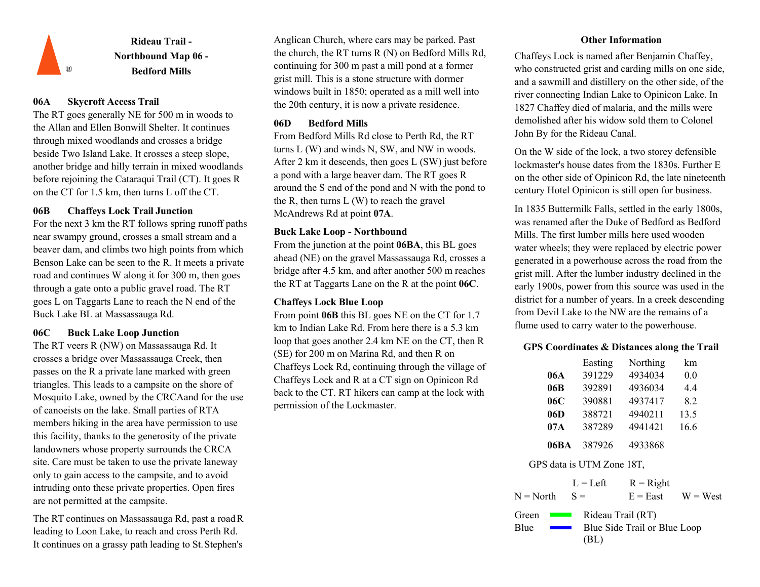# Rideau Trail - Northbound Map 06 - Bedford Mills

®

### 06A Skycroft Access Trail

The RT goes generally NE for 500 m in woods to the Allan and Ellen Bonwill Shelter. It continues through mixed woodlands and crosses a bridge beside Two Island Lake. It crosses a steep slope, another bridge and hilly terrain in mixed woodlands before rejoining the Cataraqui Trail (CT). It goes R on the CT for 1.5 km, then turns L off the CT.

### 06B Chaffeys Lock Trail Junction

For the next 3 km the RT follows spring runoff paths near swampy ground, crosses a small stream and a beaver dam, and climbs two high points from which Benson Lake can be seen to the R. It meets a private road and continues W along it for 300 m, then goes through a gate onto a public gravel road. The RT goes L on Taggarts Lane to reach the N end of the Buck Lake BL at Massassauga Rd.

### 06C Buck Lake Loop Junction

The RT veers R (NW) on Massassauga Rd. It crosses a bridge over Massassauga Creek, then passes on the R a private lane marked with green triangles. This leads to a campsite on the shore of Mosquito Lake, owned by the CRCAand for the use of canoeists on the lake. Small parties of RTA members hiking in the area have permission to use this facility, thanks to the generosity of the private landowners whose property surrounds the CRCA site. Care must be taken to use the private laneway only to gain access to the campsite, and to avoid intruding onto these private properties. Open fires are not permitted at the campsite.

The RT continues on Massassauga Rd, past a road R leading to Loon Lake, to reach and cross Perth Rd. It continues on a grassy path leading to St. Stephen's Anglican Church, where cars may be parked. Past the church, the RT turns R (N) on Bedford Mills Rd, continuing for 300 m past a mill pond at a former grist mill. This is a stone structure with dormer windows built in 1850; operated as a mill well into the 20th century, it is now a private residence.

### 06D Bedford Mills

From Bedford Mills Rd close to Perth Rd, the RT turns L (W) and winds N, SW, and NW in woods. After 2 km it descends, then goes L (SW) just before a pond with a large beaver dam. The RT goes R around the S end of the pond and N with the pond to the R, then turns L (W) to reach the gravel McAndrews Rd at point **07A**.

### Buck Lake Loop - Northbound

From the junction at the point **06BA**, this BL goes ahead (NE) on the gravel Massassauga Rd, crosses a bridge after 4.5 km, and after another 500 m reaches the RT at Taggarts Lane on the R at the point **06C**.

### Chaffeys Lock Blue Loop

From point **06B** this BL goes NE on the CT for 1.7 km to Indian Lake Rd. From here there is a 5.3 km loop that goes another 2.4 km NE on the CT, then R (SE) for 200 m on Marina Rd, and then R on Chaffeys Lock Rd, continuing through the village of Chaffeys Lock and R at a CT sign on Opinicon Rd back to the CT. RT hikers can camp at the lock with permission of the Lockmaster.

### Other Information

Chaffeys Lock is named after Benjamin Chaffey, who constructed grist and carding mills on one side, and a sawmill and distillery on the other side, of the river connecting Indian Lake to Opinicon Lake. In 1827 Chaffey died of malaria, and the mills were demolished after his widow sold them to Colonel John By for the Rideau Canal.

On the W side of the lock, a two storey defensible lockmaster's house dates from the 1830s. Further E on the other side of Opinicon Rd, the late nineteenth century Hotel Opinicon is still open for business.

In 1835 Buttermilk Falls, settled in the early 1800s, was renamed after the Duke of Bedford as Bedford Mills. The first lumber mills here used wooden water wheels; they were replaced by electric power generated in a powerhouse across the road from the grist mill. After the lumber industry declined in the early 1900s, power from this source was used in the district for a number of years. In a creek descending from Devil Lake to the NW are the remains of a flume used to carry water to the powerhouse.

### GPS Coordinates & Distances along the Trail

| | Easting | Northing | km |
|---|---|---|---|
| **06A** | 391229 | 4934034 | 0.0 |
| **06B** | 392891 | 4936034 | 4.4 |
| **06C** | 390881 | 4937417 | 8.2 |
| **06D** | 388721 | 4940211 | 13.5 |
| **07A** | 387289 | 4941421 | 16.6 |
| **06BA** | 387926 | 4933868 | |

GPS data is UTM Zone 18T,

L = Left R = Right
N = North S = E = East W = West

Green — Rideau Trail (RT)
Blue — Blue Side Trail or Blue Loop (BL)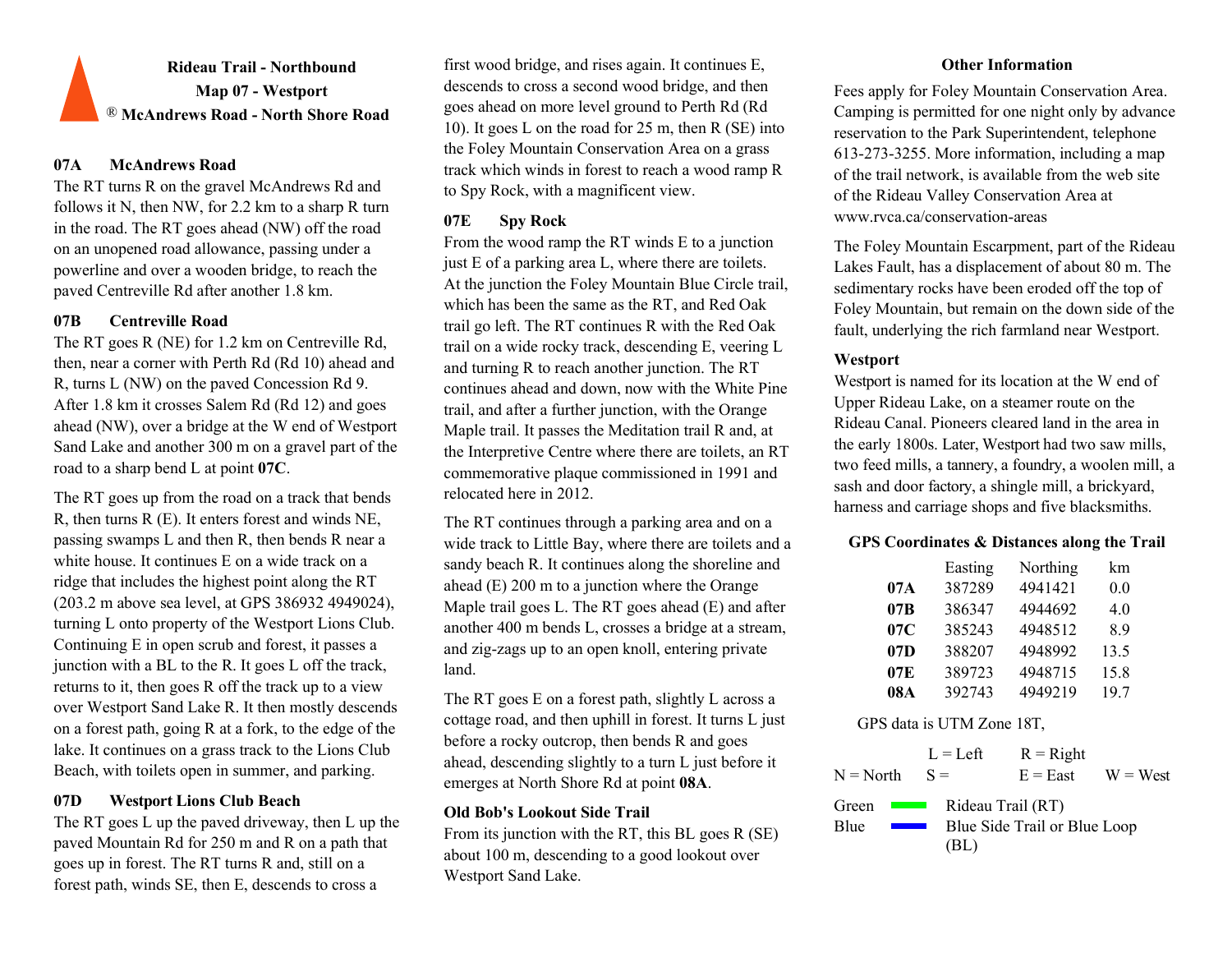# Rideau Trail - Northbound
## Map 07 - Westport
## ® McAndrews Road - North Shore Road

### 07A McAndrews Road

The RT turns R on the gravel McAndrews Rd and follows it N, then NW, for 2.2 km to a sharp R turn in the road. The RT goes ahead (NW) off the road on an unopened road allowance, passing under a powerline and over a wooden bridge, to reach the paved Centreville Rd after another 1.8 km.

### 07B Centreville Road

The RT goes R (NE) for 1.2 km on Centreville Rd, then, near a corner with Perth Rd (Rd 10) ahead and R, turns L (NW) on the paved Concession Rd 9. After 1.8 km it crosses Salem Rd (Rd 12) and goes ahead (NW), over a bridge at the W end of Westport Sand Lake and another 300 m on a gravel part of the road to a sharp bend L at point **07C**.

The RT goes up from the road on a track that bends R, then turns R (E). It enters forest and winds NE, passing swamps L and then R, then bends R near a white house. It continues E on a wide track on a ridge that includes the highest point along the RT (203.2 m above sea level, at GPS 386932 4949024), turning L onto property of the Westport Lions Club. Continuing E in open scrub and forest, it passes a junction with a BL to the R. It goes L off the track, returns to it, then goes R off the track up to a view over Westport Sand Lake R. It then mostly descends on a forest path, going R at a fork, to the edge of the lake. It continues on a grass track to the Lions Club Beach, with toilets open in summer, and parking.

### 07D Westport Lions Club Beach

The RT goes L up the paved driveway, then L up the paved Mountain Rd for 250 m and R on a path that goes up in forest. The RT turns R and, still on a forest path, winds SE, then E, descends to cross a first wood bridge, and rises again. It continues E, descends to cross a second wood bridge, and then goes ahead on more level ground to Perth Rd (Rd 10). It goes L on the road for 25 m, then R (SE) into the Foley Mountain Conservation Area on a grass track which winds in forest to reach a wood ramp R to Spy Rock, with a magnificent view.

### 07E Spy Rock

From the wood ramp the RT winds E to a junction just E of a parking area L, where there are toilets. At the junction the Foley Mountain Blue Circle trail, which has been the same as the RT, and Red Oak trail go left. The RT continues R with the Red Oak trail on a wide rocky track, descending E, veering L and turning R to reach another junction. The RT continues ahead and down, now with the White Pine trail, and after a further junction, with the Orange Maple trail. It passes the Meditation trail R and, at the Interpretive Centre where there are toilets, an RT commemorative plaque commissioned in 1991 and relocated here in 2012.

The RT continues through a parking area and on a wide track to Little Bay, where there are toilets and a sandy beach R. It continues along the shoreline and ahead (E) 200 m to a junction where the Orange Maple trail goes L. The RT goes ahead (E) and after another 400 m bends L, crosses a bridge at a stream, and zig-zags up to an open knoll, entering private land.

The RT goes E on a forest path, slightly L across a cottage road, and then uphill in forest. It turns L just before a rocky outcrop, then bends R and goes ahead, descending slightly to a turn L just before it emerges at North Shore Rd at point **08A**.

### Old Bob's Lookout Side Trail

From its junction with the RT, this BL goes R (SE) about 100 m, descending to a good lookout over Westport Sand Lake.

### Other Information

Fees apply for Foley Mountain Conservation Area. Camping is permitted for one night only by advance reservation to the Park Superintendent, telephone 613-273-3255. More information, including a map of the trail network, is available from the web site of the Rideau Valley Conservation Area at www.rvca.ca/conservation-areas

The Foley Mountain Escarpment, part of the Rideau Lakes Fault, has a displacement of about 80 m. The sedimentary rocks have been eroded off the top of Foley Mountain, but remain on the down side of the fault, underlying the rich farmland near Westport.

### Westport

Westport is named for its location at the W end of Upper Rideau Lake, on a steamer route on the Rideau Canal. Pioneers cleared land in the area in the early 1800s. Later, Westport had two saw mills, two feed mills, a tannery, a foundry, a woolen mill, a sash and door factory, a shingle mill, a brickyard, harness and carriage shops and five blacksmiths.

### GPS Coordinates & Distances along the Trail

| | Easting | Northing | km |
|---|---|---|---|
| **07A** | 387289 | 4941421 | 0.0 |
| **07B** | 386347 | 4944692 | 4.0 |
| **07C** | 385243 | 4948512 | 8.9 |
| **07D** | 388207 | 4948992 | 13.5 |
| **07E** | 389723 | 4948715 | 15.8 |
| **08A** | 392743 | 4949219 | 19.7 |

GPS data is UTM Zone 18T,

L = Left R = Right
N = North S = E = East W = West

Green — Rideau Trail (RT)
Blue — Blue Side Trail or Blue Loop (BL)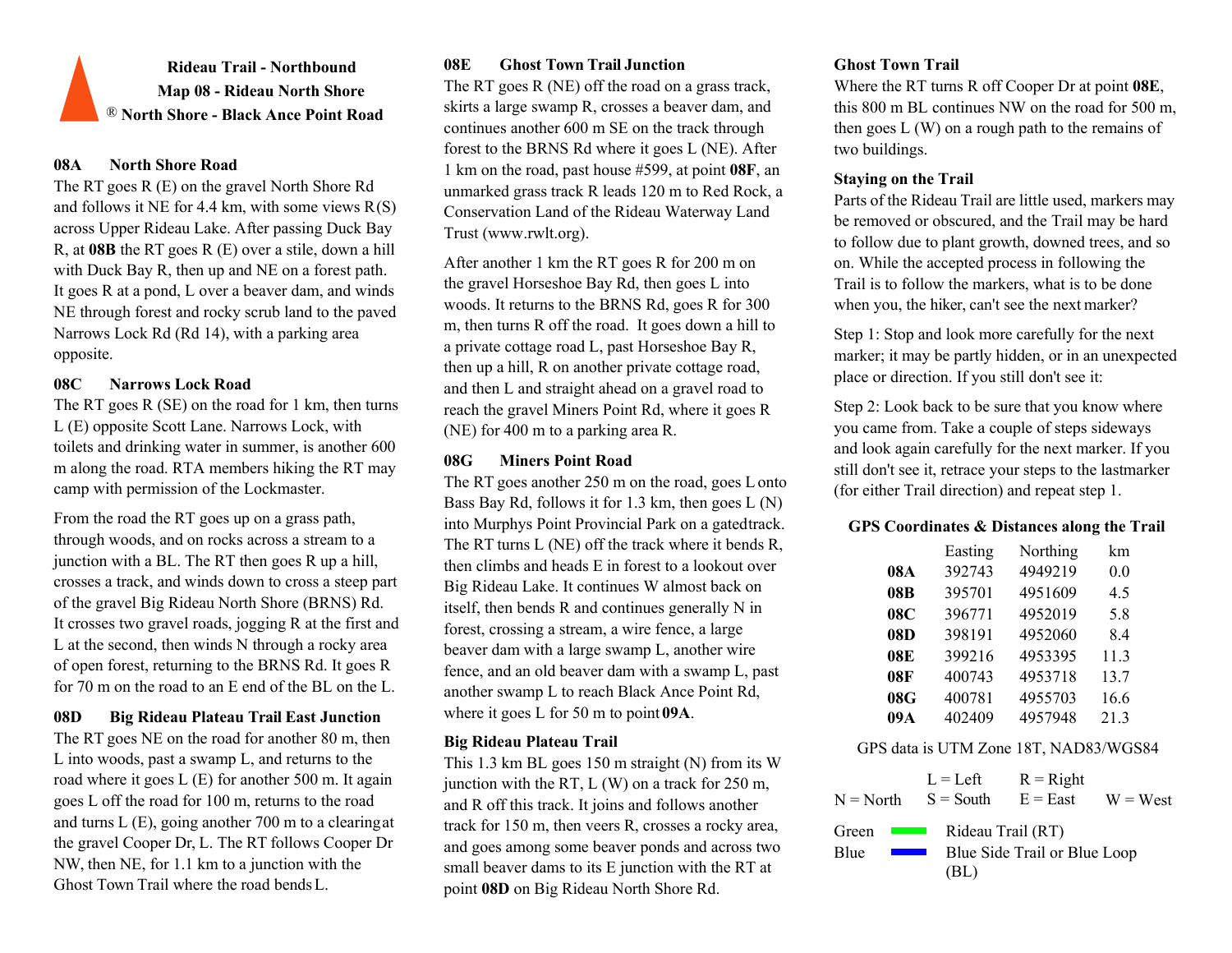# Rideau Trail - Northbound
## Map 08 - Rideau North Shore
## ® North Shore - Black Ance Point Road

### 08A North Shore Road

The RT goes R (E) on the gravel North Shore Rd and follows it NE for 4.4 km, with some views R(S) across Upper Rideau Lake. After passing Duck Bay R, at **08B** the RT goes R (E) over a stile, down a hill with Duck Bay R, then up and NE on a forest path. It goes R at a pond, L over a beaver dam, and winds NE through forest and rocky scrub land to the paved Narrows Lock Rd (Rd 14), with a parking area opposite.

### 08C Narrows Lock Road

The RT goes R (SE) on the road for 1 km, then turns L (E) opposite Scott Lane. Narrows Lock, with toilets and drinking water in summer, is another 600 m along the road. RTA members hiking the RT may camp with permission of the Lockmaster.

From the road the RT goes up on a grass path, through woods, and on rocks across a stream to a junction with a BL. The RT then goes R up a hill, crosses a track, and winds down to cross a steep part of the gravel Big Rideau North Shore (BRNS) Rd. It crosses two gravel roads, jogging R at the first and L at the second, then winds N through a rocky area of open forest, returning to the BRNS Rd. It goes R for 70 m on the road to an E end of the BL on the L.

### 08D Big Rideau Plateau Trail East Junction

The RT goes NE on the road for another 80 m, then L into woods, past a swamp L, and returns to the road where it goes L (E) for another 500 m. It again goes L off the road for 100 m, returns to the road and turns L (E), going another 700 m to a clearing at the gravel Cooper Dr, L. The RT follows Cooper Dr NW, then NE, for 1.1 km to a junction with the Ghost Town Trail where the road bends L.

### 08E Ghost Town Trail Junction

The RT goes R (NE) off the road on a grass track, skirts a large swamp R, crosses a beaver dam, and continues another 600 m SE on the track through forest to the BRNS Rd where it goes L (NE). After 1 km on the road, past house #599, at point **08F**, an unmarked grass track R leads 120 m to Red Rock, a Conservation Land of the Rideau Waterway Land Trust (www.rwlt.org).

After another 1 km the RT goes R for 200 m on the gravel Horseshoe Bay Rd, then goes L into woods. It returns to the BRNS Rd, goes R for 300 m, then turns R off the road. It goes down a hill to a private cottage road L, past Horseshoe Bay R, then up a hill, R on another private cottage road, and then L and straight ahead on a gravel road to reach the gravel Miners Point Rd, where it goes R (NE) for 400 m to a parking area R.

### 08G Miners Point Road

The RT goes another 250 m on the road, goes L onto Bass Bay Rd, follows it for 1.3 km, then goes L (N) into Murphys Point Provincial Park on a gated track. The RT turns L (NE) off the track where it bends R, then climbs and heads E in forest to a lookout over Big Rideau Lake. It continues W almost back on itself, then bends R and continues generally N in forest, crossing a stream, a wire fence, a large beaver dam with a large swamp L, another wire fence, and an old beaver dam with a swamp L, past another swamp L to reach Black Ance Point Rd, where it goes L for 50 m to point **09A**.

### Big Rideau Plateau Trail

This 1.3 km BL goes 150 m straight (N) from its W junction with the RT, L (W) on a track for 250 m, and R off this track. It joins and follows another track for 150 m, then veers R, crosses a rocky area, and goes among some beaver ponds and across two small beaver dams to its E junction with the RT at point **08D** on Big Rideau North Shore Rd.

### Ghost Town Trail

Where the RT turns R off Cooper Dr at point **08E**, this 800 m BL continues NW on the road for 500 m, then goes L (W) on a rough path to the remains of two buildings.

### Staying on the Trail

Parts of the Rideau Trail are little used, markers may be removed or obscured, and the Trail may be hard to follow due to plant growth, downed trees, and so on. While the accepted process in following the Trail is to follow the markers, what is to be done when you, the hiker, can't see the next marker?

Step 1: Stop and look more carefully for the next marker; it may be partly hidden, or in an unexpected place or direction. If you still don't see it:

Step 2: Look back to be sure that you know where you came from. Take a couple of steps sideways and look again carefully for the next marker. If you still don't see it, retrace your steps to the last marker (for either Trail direction) and repeat step 1.

### GPS Coordinates & Distances along the Trail

| | Easting | Northing | km |
|---|---|---|---|
| **08A** | 392743 | 4949219 | 0.0 |
| **08B** | 395701 | 4951609 | 4.5 |
| **08C** | 396771 | 4952019 | 5.8 |
| **08D** | 398191 | 4952060 | 8.4 |
| **08E** | 399216 | 4953395 | 11.3 |
| **08F** | 400743 | 4953718 | 13.7 |
| **08G** | 400781 | 4955703 | 16.6 |
| **09A** | 402409 | 4957948 | 21.3 |

GPS data is UTM Zone 18T, NAD83/WGS84

| | L = Left | R = Right | |
|---|---|---|---|
| N = North | S = South | E = East | W = West |

Green — Rideau Trail (RT)

Blue — Blue Side Trail or Blue Loop (BL)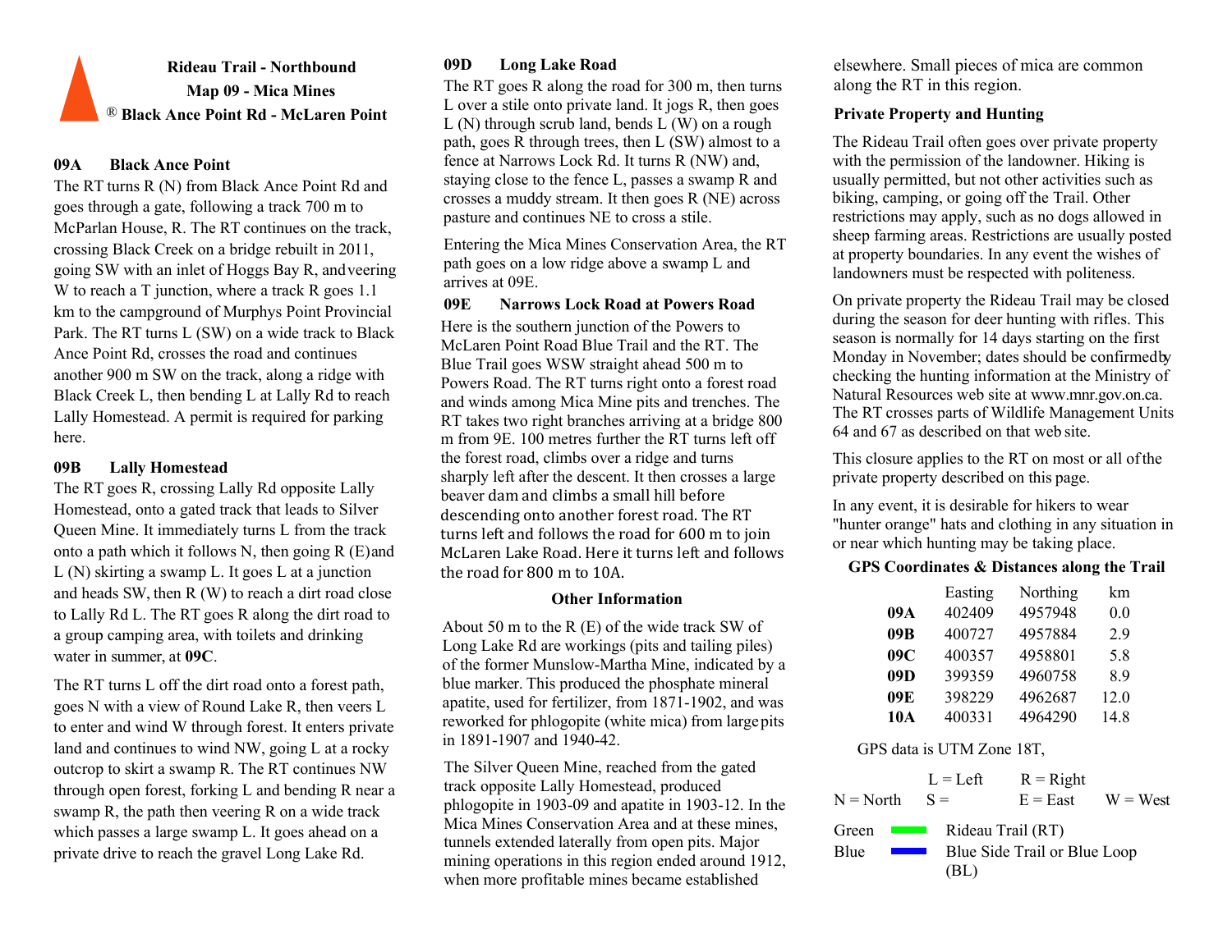# Rideau Trail - Northbound

## Map 09 - Mica Mines

## ® Black Ance Point Rd - McLaren Point

### 09A Black Ance Point

The RT turns R (N) from Black Ance Point Rd and goes through a gate, following a track 700 m to McParlan House, R. The RT continues on the track, crossing Black Creek on a bridge rebuilt in 2011, going SW with an inlet of Hoggs Bay R, and veering W to reach a T junction, where a track R goes 1.1 km to the campground of Murphys Point Provincial Park. The RT turns L (SW) on a wide track to Black Ance Point Rd, crosses the road and continues another 900 m SW on the track, along a ridge with Black Creek L, then bending L at Lally Rd to reach Lally Homestead. A permit is required for parking here.

### 09B Lally Homestead

The RT goes R, crossing Lally Rd opposite Lally Homestead, onto a gated track that leads to Silver Queen Mine. It immediately turns L from the track onto a path which it follows N, then going R (E) and L (N) skirting a swamp L. It goes L at a junction and heads SW, then R (W) to reach a dirt road close to Lally Rd L. The RT goes R along the dirt road to a group camping area, with toilets and drinking water in summer, at **09C**.

The RT turns L off the dirt road onto a forest path, goes N with a view of Round Lake R, then veers L to enter and wind W through forest. It enters private land and continues to wind NW, going L at a rocky outcrop to skirt a swamp R. The RT continues NW through open forest, forking L and bending R near a swamp R, the path then veering R on a wide track which passes a large swamp L. It goes ahead on a private drive to reach the gravel Long Lake Rd.

### 09D Long Lake Road

The RT goes R along the road for 300 m, then turns L over a stile onto private land. It jogs R, then goes L (N) through scrub land, bends L (W) on a rough path, goes R through trees, then L (SW) almost to a fence at Narrows Lock Rd. It turns R (NW) and, staying close to the fence L, passes a swamp R and crosses a muddy stream. It then goes R (NE) across pasture and continues NE to cross a stile.

Entering the Mica Mines Conservation Area, the RT path goes on a low ridge above a swamp L and arrives at 09E.

### 09E Narrows Lock Road at Powers Road

Here is the southern junction of the Powers to McLaren Point Road Blue Trail and the RT. The Blue Trail goes WSW straight ahead 500 m to Powers Road. The RT turns right onto a forest road and winds among Mica Mine pits and trenches. The RT takes two right branches arriving at a bridge 800 m from 9E. 100 metres further the RT turns left off the forest road, climbs over a ridge and turns sharply left after the descent. It then crosses a large beaver dam and climbs a small hill before descending onto another forest road. The RT turns left and follows the road for 600 m to join McLaren Lake Road. Here it turns left and follows the road for 800 m to 10A.

### Other Information

About 50 m to the R (E) of the wide track SW of Long Lake Rd are workings (pits and tailing piles) of the former Munslow-Martha Mine, indicated by a blue marker. This produced the phosphate mineral apatite, used for fertilizer, from 1871-1902, and was reworked for phlogopite (white mica) from large pits in 1891-1907 and 1940-42.

The Silver Queen Mine, reached from the gated track opposite Lally Homestead, produced phlogopite in 1903-09 and apatite in 1903-12. In the Mica Mines Conservation Area and at these mines, tunnels extended laterally from open pits. Major mining operations in this region ended around 1912, when more profitable mines became established elsewhere. Small pieces of mica are common along the RT in this region.

### Private Property and Hunting

The Rideau Trail often goes over private property with the permission of the landowner. Hiking is usually permitted, but not other activities such as biking, camping, or going off the Trail. Other restrictions may apply, such as no dogs allowed in sheep farming areas. Restrictions are usually posted at property boundaries. In any event the wishes of landowners must be respected with politeness.

On private property the Rideau Trail may be closed during the season for deer hunting with rifles. This season is normally for 14 days starting on the first Monday in November; dates should be confirmed by checking the hunting information at the Ministry of Natural Resources web site at www.mnr.gov.on.ca. The RT crosses parts of Wildlife Management Units 64 and 67 as described on that web site.

This closure applies to the RT on most or all of the private property described on this page.

In any event, it is desirable for hikers to wear "hunter orange" hats and clothing in any situation in or near which hunting may be taking place.

### GPS Coordinates & Distances along the Trail

| | Easting | Northing | km |
|---|---|---|---|
| **09A** | 402409 | 4957948 | 0.0 |
| **09B** | 400727 | 4957884 | 2.9 |
| **09C** | 400357 | 4958801 | 5.8 |
| **09D** | 399359 | 4960758 | 8.9 |
| **09E** | 398229 | 4962687 | 12.0 |
| **10A** | 400331 | 4964290 | 14.8 |

GPS data is UTM Zone 18T,

L = Left R = Right
N = North S = E = East W = West

Green — Rideau Trail (RT)
Blue — Blue Side Trail or Blue Loop (BL)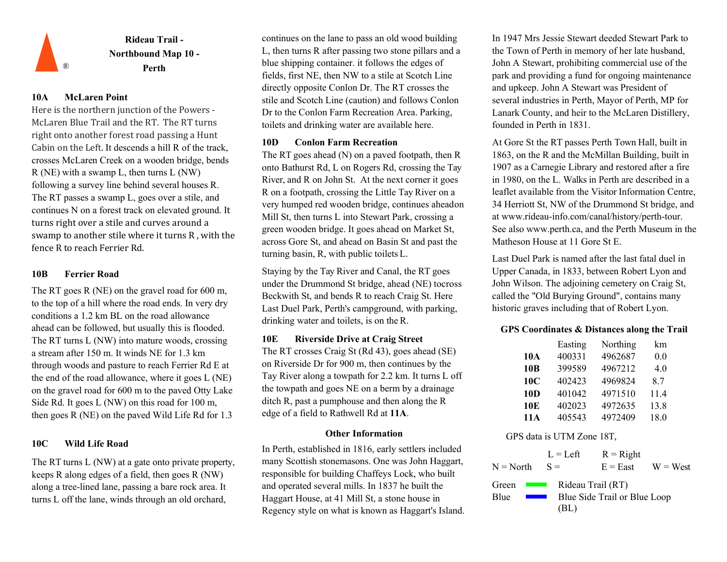# Rideau Trail - Northbound Map 10 - Perth

®

### 10A McLaren Point

Here is the northern junction of the Powers - McLaren Blue Trail and the RT. The RT turns right onto another forest road passing a Hunt Cabin on the Left. It descends a hill R of the track, crosses McLaren Creek on a wooden bridge, bends R (NE) with a swamp L, then turns L (NW) following a survey line behind several houses R. The RT passes a swamp L, goes over a stile, and continues N on a forest track on elevated ground. It turns right over a stile and curves around a swamp to another stile where it turns R , with the fence R to reach Ferrier Rd.

### 10B Ferrier Road

The RT goes R (NE) on the gravel road for 600 m, to the top of a hill where the road ends. In very dry conditions a 1.2 km BL on the road allowance ahead can be followed, but usually this is flooded. The RT turns L (NW) into mature woods, crossing a stream after 150 m. It winds NE for 1.3 km through woods and pasture to reach Ferrier Rd E at the end of the road allowance, where it goes L (NE) on the gravel road for 600 m to the paved Otty Lake Side Rd. It goes L (NW) on this road for 100 m, then goes R (NE) on the paved Wild Life Rd for 1.3

### 10C Wild Life Road

The RT turns L (NW) at a gate onto private property, keeps R along edges of a field, then goes R (NW) along a tree-lined lane, passing a bare rock area. It turns L off the lane, winds through an old orchard, continues on the lane to pass an old wood building L, then turns R after passing two stone pillars and a blue shipping container. it follows the edges of fields, first NE, then NW to a stile at Scotch Line directly opposite Conlon Dr. The RT crosses the stile and Scotch Line (caution) and follows Conlon Dr to the Conlon Farm Recreation Area. Parking, toilets and drinking water are available here.

### 10D Conlon Farm Recreation

The RT goes ahead (N) on a paved footpath, then R onto Bathurst Rd, L on Rogers Rd, crossing the Tay River, and R on John St. At the next corner it goes R on a footpath, crossing the Little Tay River on a very humped red wooden bridge, continues aheadon Mill St, then turns L into Stewart Park, crossing a green wooden bridge. It goes ahead on Market St, across Gore St, and ahead on Basin St and past the turning basin, R, with public toilets L.

Staying by the Tay River and Canal, the RT goes under the Drummond St bridge, ahead (NE) tocross Beckwith St, and bends R to reach Craig St. Here Last Duel Park, Perth's campground, with parking, drinking water and toilets, is on the R.

### 10E Riverside Drive at Craig Street

The RT crosses Craig St (Rd 43), goes ahead (SE) on Riverside Dr for 900 m, then continues by the Tay River along a towpath for 2.2 km. It turns L off the towpath and goes NE on a berm by a drainage ditch R, past a pumphouse and then along the R edge of a field to Rathwell Rd at **11A**.

### Other Information

In Perth, established in 1816, early settlers included many Scottish stonemasons. One was John Haggart, responsible for building Chaffeys Lock, who built and operated several mills. In 1837 he built the Haggart House, at 41 Mill St, a stone house in Regency style on what is known as Haggart's Island.

In 1947 Mrs Jessie Stewart deeded Stewart Park to the Town of Perth in memory of her late husband, John A Stewart, prohibiting commercial use of the park and providing a fund for ongoing maintenance and upkeep. John A Stewart was President of several industries in Perth, Mayor of Perth, MP for Lanark County, and heir to the McLaren Distillery, founded in Perth in 1831.

At Gore St the RT passes Perth Town Hall, built in 1863, on the R and the McMillan Building, built in 1907 as a Carnegie Library and restored after a fire in 1980, on the L. Walks in Perth are described in a leaflet available from the Visitor Information Centre, 34 Herriott St, NW of the Drummond St bridge, and at www.rideau-info.com/canal/history/perth-tour. See also www.perth.ca, and the Perth Museum in the Matheson House at 11 Gore St E.

Last Duel Park is named after the last fatal duel in Upper Canada, in 1833, between Robert Lyon and John Wilson. The adjoining cemetery on Craig St, called the "Old Burying Ground", contains many historic graves including that of Robert Lyon.

### GPS Coordinates & Distances along the Trail

| | Easting | Northing | km |
|---|---|---|---|
| **10A** | 400331 | 4962687 | 0.0 |
| **10B** | 399589 | 4967212 | 4.0 |
| **10C** | 402423 | 4969824 | 8.7 |
| **10D** | 401042 | 4971510 | 11.4 |
| **10E** | 402023 | 4972635 | 13.8 |
| **11A** | 405543 | 4972409 | 18.0 |

GPS data is UTM Zone 18T,

| | | | |
|---|---|---|---|
| | L = Left | R = Right | |
| N = North | S = | E = East | W = West |

Green — Rideau Trail (RT)

Blue — Blue Side Trail or Blue Loop (BL)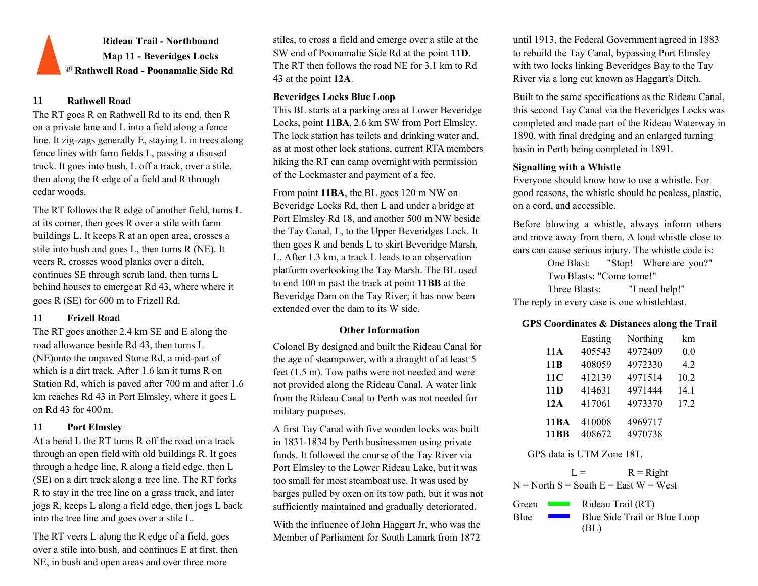**Rideau Trail - Northbound**
**Map 11 - Beveridges Locks**
® **Rathwell Road - Poonamalie Side Rd**

### 11 Rathwell Road

The RT goes R on Rathwell Rd to its end, then R on a private lane and L into a field along a fence line. It zig-zags generally E, staying L in trees along fence lines with farm fields L, passing a disused truck. It goes into bush, L off a track, over a stile, then along the R edge of a field and R through cedar woods.

The RT follows the R edge of another field, turns L at its corner, then goes R over a stile with farm buildings L. It keeps R at an open area, crosses a stile into bush and goes L, then turns R (NE). It veers R, crosses wood planks over a ditch, continues SE through scrub land, then turns L behind houses to emerge at Rd 43, where where it goes R (SE) for 600 m to Frizell Rd.

### 11 Frizell Road

The RT goes another 2.4 km SE and E along the road allowance beside Rd 43, then turns L (NE)onto the unpaved Stone Rd, a mid-part of which is a dirt track. After 1.6 km it turns R on Station Rd, which is paved after 700 m and after 1.6 km reaches Rd 43 in Port Elmsley, where it goes L on Rd 43 for 400 m.

### 11 Port Elmsley

At a bend L the RT turns R off the road on a track through an open field with old buildings R. It goes through a hedge line, R along a field edge, then L (SE) on a dirt track along a tree line. The RT forks R to stay in the tree line on a grass track, and later jogs R, keeps L along a field edge, then jogs L back into the tree line and goes over a stile L.

The RT veers L along the R edge of a field, goes over a stile into bush, and continues E at first, then NE, in bush and open areas and over three more stiles, to cross a field and emerge over a stile at the SW end of Poonamalie Side Rd at the point **11D**. The RT then follows the road NE for 3.1 km to Rd 43 at the point **12A**.

### Beveridges Locks Blue Loop

This BL starts at a parking area at Lower Beveridge Locks, point **11BA**, 2.6 km SW from Port Elmsley. The lock station has toilets and drinking water and, as at most other lock stations, current RTA members hiking the RT can camp overnight with permission of the Lockmaster and payment of a fee.

From point **11BA**, the BL goes 120 m NW on Beveridge Locks Rd, then L and under a bridge at Port Elmsley Rd 18, and another 500 m NW beside the Tay Canal, L, to the Upper Beveridges Lock. It then goes R and bends L to skirt Beveridge Marsh, L. After 1.3 km, a track L leads to an observation platform overlooking the Tay Marsh. The BL used to end 100 m past the track at point **11BB** at the Beveridge Dam on the Tay River; it has now been extended over the dam to its W side.

## Other Information

Colonel By designed and built the Rideau Canal for the age of steampower, with a draught of at least 5 feet (1.5 m). Tow paths were not needed and were not provided along the Rideau Canal. A water link from the Rideau Canal to Perth was not needed for military purposes.

A first Tay Canal with five wooden locks was built in 1831-1834 by Perth businessmen using private funds. It followed the course of the Tay River via Port Elmsley to the Lower Rideau Lake, but it was too small for most steamboat use. It was used by barges pulled by oxen on its tow path, but it was not sufficiently maintained and gradually deteriorated.

With the influence of John Haggart Jr, who was the Member of Parliament for South Lanark from 1872 until 1913, the Federal Government agreed in 1883 to rebuild the Tay Canal, bypassing Port Elmsley with two locks linking Beveridges Bay to the Tay River via a long cut known as Haggart's Ditch.

Built to the same specifications as the Rideau Canal, this second Tay Canal via the Beveridges Locks was completed and made part of the Rideau Waterway in 1890, with final dredging and an enlarged turning basin in Perth being completed in 1891.

### Signalling with a Whistle

Everyone should know how to use a whistle. For good reasons, the whistle should be pealess, plastic, on a cord, and accessible.

Before blowing a whistle, always inform others and move away from them. A loud whistle close to ears can cause serious injury. The whistle code is:

One Blast: "Stop! Where are you?"
Two Blasts: "Come to me!"
Three Blasts: "I need help!"

The reply in every case is one whistleblast.

### GPS Coordinates & Distances along the Trail

| | Easting | Northing | km |
|---|---|---|---|
| **11A** | 405543 | 4972409 | 0.0 |
| **11B** | 408059 | 4972330 | 4.2 |
| **11C** | 412139 | 4971514 | 10.2 |
| **11D** | 414631 | 4971444 | 14.1 |
| **12A** | 417061 | 4973370 | 17.2 |
| **11BA** | 410008 | 4969717 | |
| **11BB** | 408672 | 4970738 | |

GPS data is UTM Zone 18T,

L = R = Right
N = North S = South E = East W = West

Green — Rideau Trail (RT)
Blue — Blue Side Trail or Blue Loop (BL)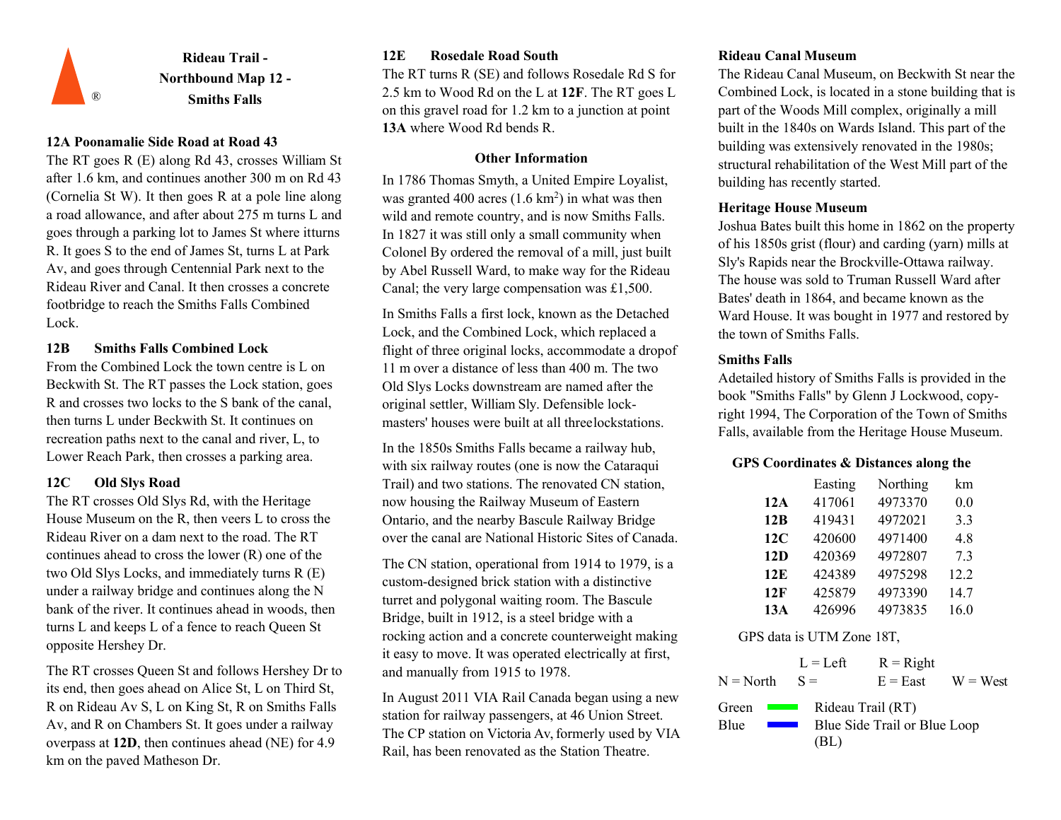# Rideau Trail - Northbound Map 12 - Smiths Falls

### 12A Poonamalie Side Road at Road 43

The RT goes R (E) along Rd 43, crosses William St after 1.6 km, and continues another 300 m on Rd 43 (Cornelia St W). It then goes R at a pole line along a road allowance, and after about 275 m turns L and goes through a parking lot to James St where itturns R. It goes S to the end of James St, turns L at Park Av, and goes through Centennial Park next to the Rideau River and Canal. It then crosses a concrete footbridge to reach the Smiths Falls Combined Lock.

### 12B Smiths Falls Combined Lock

From the Combined Lock the town centre is L on Beckwith St. The RT passes the Lock station, goes R and crosses two locks to the S bank of the canal, then turns L under Beckwith St. It continues on recreation paths next to the canal and river, L, to Lower Reach Park, then crosses a parking area.

### 12C Old Slys Road

The RT crosses Old Slys Rd, with the Heritage House Museum on the R, then veers L to cross the Rideau River on a dam next to the road. The RT continues ahead to cross the lower (R) one of the two Old Slys Locks, and immediately turns R (E) under a railway bridge and continues along the N bank of the river. It continues ahead in woods, then turns L and keeps L of a fence to reach Queen St opposite Hershey Dr.

The RT crosses Queen St and follows Hershey Dr to its end, then goes ahead on Alice St, L on Third St, R on Rideau Av S, L on King St, R on Smiths Falls Av, and R on Chambers St. It goes under a railway overpass at **12D**, then continues ahead (NE) for 4.9 km on the paved Matheson Dr.

### 12E Rosedale Road South

The RT turns R (SE) and follows Rosedale Rd S for 2.5 km to Wood Rd on the L at **12F**. The RT goes L on this gravel road for 1.2 km to a junction at point **13A** where Wood Rd bends R.

### Other Information

In 1786 Thomas Smyth, a United Empire Loyalist, was granted 400 acres (1.6 km$^2$) in what was then wild and remote country, and is now Smiths Falls. In 1827 it was still only a small community when Colonel By ordered the removal of a mill, just built by Abel Russell Ward, to make way for the Rideau Canal; the very large compensation was £1,500.

In Smiths Falls a first lock, known as the Detached Lock, and the Combined Lock, which replaced a flight of three original locks, accommodate a dropof 11 m over a distance of less than 400 m. The two Old Slys Locks downstream are named after the original settler, William Sly. Defensible lock-masters' houses were built at all threelockstations.

In the 1850s Smiths Falls became a railway hub, with six railway routes (one is now the Cataraqui Trail) and two stations. The renovated CN station, now housing the Railway Museum of Eastern Ontario, and the nearby Bascule Railway Bridge over the canal are National Historic Sites of Canada.

The CN station, operational from 1914 to 1979, is a custom-designed brick station with a distinctive turret and polygonal waiting room. The Bascule Bridge, built in 1912, is a steel bridge with a rocking action and a concrete counterweight making it easy to move. It was operated electrically at first, and manually from 1915 to 1978.

In August 2011 VIA Rail Canada began using a new station for railway passengers, at 46 Union Street. The CP station on Victoria Av, formerly used by VIA Rail, has been renovated as the Station Theatre.

### Rideau Canal Museum

The Rideau Canal Museum, on Beckwith St near the Combined Lock, is located in a stone building that is part of the Woods Mill complex, originally a mill built in the 1840s on Wards Island. This part of the building was extensively renovated in the 1980s; structural rehabilitation of the West Mill part of the building has recently started.

### Heritage House Museum

Joshua Bates built this home in 1862 on the property of his 1850s grist (flour) and carding (yarn) mills at Sly's Rapids near the Brockville-Ottawa railway. The house was sold to Truman Russell Ward after Bates' death in 1864, and became known as the Ward House. It was bought in 1977 and restored by the town of Smiths Falls.

### Smiths Falls

Adetailed history of Smiths Falls is provided in the book "Smiths Falls" by Glenn J Lockwood, copy-right 1994, The Corporation of the Town of Smiths Falls, available from the Heritage House Museum.

### GPS Coordinates & Distances along the

| | Easting | Northing | km |
|---|---|---|---|
| **12A** | 417061 | 4973370 | 0.0 |
| **12B** | 419431 | 4972021 | 3.3 |
| **12C** | 420600 | 4971400 | 4.8 |
| **12D** | 420369 | 4972807 | 7.3 |
| **12E** | 424389 | 4975298 | 12.2 |
| **12F** | 425879 | 4973390 | 14.7 |
| **13A** | 426996 | 4973835 | 16.0 |

GPS data is UTM Zone 18T,

L = Left R = Right
N = North S = E = East W = West

Green — Rideau Trail (RT)
Blue — Blue Side Trail or Blue Loop (BL)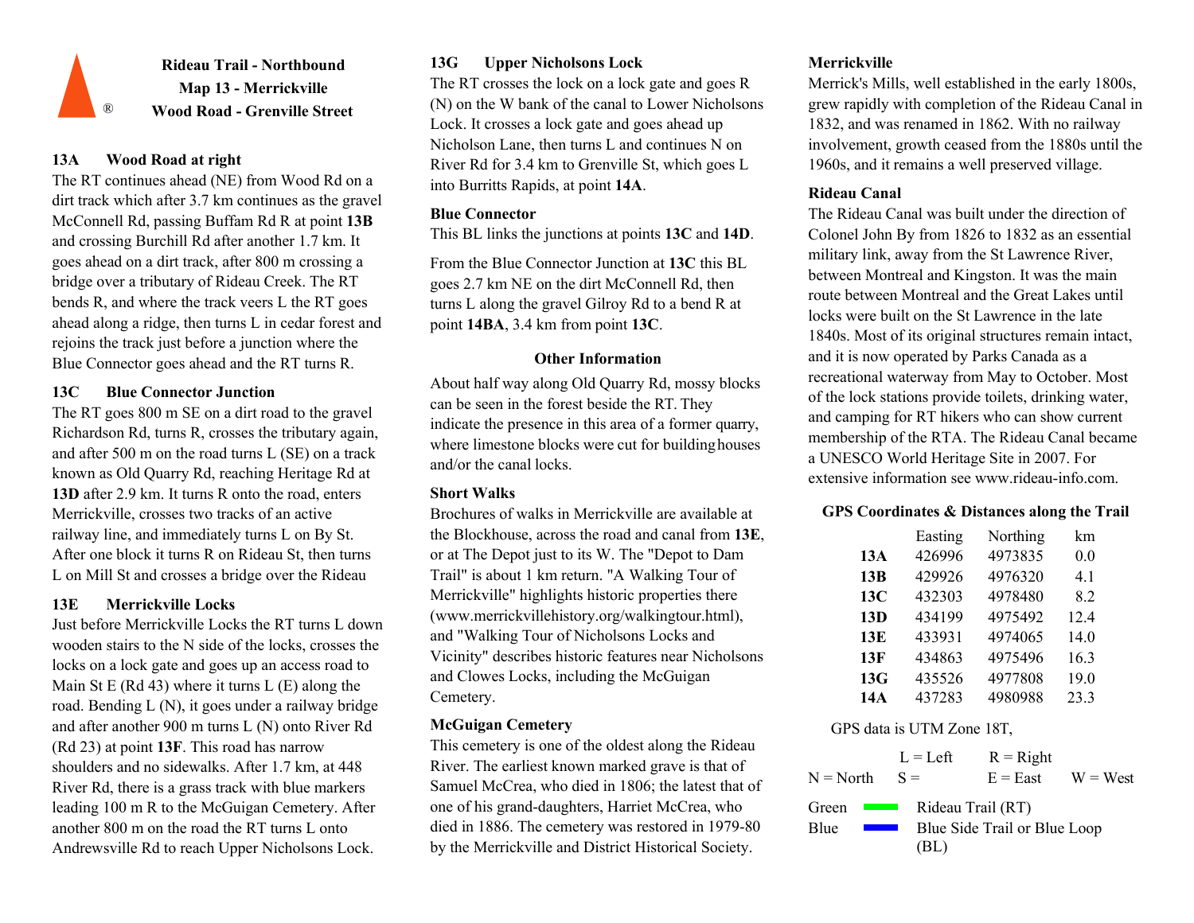# Rideau Trail - Northbound
## Map 13 - Merrickville
## Wood Road - Grenville Street

### 13A Wood Road at right

The RT continues ahead (NE) from Wood Rd on a dirt track which after 3.7 km continues as the gravel McConnell Rd, passing Buffam Rd R at point **13B** and crossing Burchill Rd after another 1.7 km. It goes ahead on a dirt track, after 800 m crossing a bridge over a tributary of Rideau Creek. The RT bends R, and where the track veers L the RT goes ahead along a ridge, then turns L in cedar forest and rejoins the track just before a junction where the Blue Connector goes ahead and the RT turns R.

### 13C Blue Connector Junction

The RT goes 800 m SE on a dirt road to the gravel Richardson Rd, turns R, crosses the tributary again, and after 500 m on the road turns L (SE) on a track known as Old Quarry Rd, reaching Heritage Rd at **13D** after 2.9 km. It turns R onto the road, enters Merrickville, crosses two tracks of an active railway line, and immediately turns L on By St. After one block it turns R on Rideau St, then turns L on Mill St and crosses a bridge over the Rideau

### 13E Merrickville Locks

Just before Merrickville Locks the RT turns L down wooden stairs to the N side of the locks, crosses the locks on a lock gate and goes up an access road to Main St E (Rd 43) where it turns L (E) along the road. Bending L (N), it goes under a railway bridge and after another 900 m turns L (N) onto River Rd (Rd 23) at point **13F**. This road has narrow shoulders and no sidewalks. After 1.7 km, at 448 River Rd, there is a grass track with blue markers leading 100 m R to the McGuigan Cemetery. After another 800 m on the road the RT turns L onto Andrewsville Rd to reach Upper Nicholsons Lock.

### 13G Upper Nicholsons Lock

The RT crosses the lock on a lock gate and goes R (N) on the W bank of the canal to Lower Nicholsons Lock. It crosses a lock gate and goes ahead up Nicholson Lane, then turns L and continues N on River Rd for 3.4 km to Grenville St, which goes L into Burritts Rapids, at point **14A**.

### Blue Connector

This BL links the junctions at points **13C** and **14D**.

From the Blue Connector Junction at **13C** this BL goes 2.7 km NE on the dirt McConnell Rd, then turns L along the gravel Gilroy Rd to a bend R at point **14BA**, 3.4 km from point **13C**.

## Other Information

About half way along Old Quarry Rd, mossy blocks can be seen in the forest beside the RT. They indicate the presence in this area of a former quarry, where limestone blocks were cut for building houses and/or the canal locks.

### Short Walks

Brochures of walks in Merrickville are available at the Blockhouse, across the road and canal from **13E**, or at The Depot just to its W. The "Depot to Dam Trail" is about 1 km return. "A Walking Tour of Merrickville" highlights historic properties there (www.merrickvillehistory.org/walkingtour.html), and "Walking Tour of Nicholsons Locks and Vicinity" describes historic features near Nicholsons and Clowes Locks, including the McGuigan Cemetery.

### McGuigan Cemetery

This cemetery is one of the oldest along the Rideau River. The earliest known marked grave is that of Samuel McCrea, who died in 1806; the latest that of one of his grand-daughters, Harriet McCrea, who died in 1886. The cemetery was restored in 1979-80 by the Merrickville and District Historical Society.

### Merrickville

Merrick's Mills, well established in the early 1800s, grew rapidly with completion of the Rideau Canal in 1832, and was renamed in 1862. With no railway involvement, growth ceased from the 1880s until the 1960s, and it remains a well preserved village.

### Rideau Canal

The Rideau Canal was built under the direction of Colonel John By from 1826 to 1832 as an essential military link, away from the St Lawrence River, between Montreal and Kingston. It was the main route between Montreal and the Great Lakes until locks were built on the St Lawrence in the late 1840s. Most of its original structures remain intact, and it is now operated by Parks Canada as a recreational waterway from May to October. Most of the lock stations provide toilets, drinking water, and camping for RT hikers who can show current membership of the RTA. The Rideau Canal became a UNESCO World Heritage Site in 2007. For extensive information see www.rideau-info.com.

### GPS Coordinates & Distances along the Trail

| | Easting | Northing | km |
|---|---|---|---|
| **13A** | 426996 | 4973835 | 0.0 |
| **13B** | 429926 | 4976320 | 4.1 |
| **13C** | 432303 | 4978480 | 8.2 |
| **13D** | 434199 | 4975492 | 12.4 |
| **13E** | 433931 | 4974065 | 14.0 |
| **13F** | 434863 | 4975496 | 16.3 |
| **13G** | 435526 | 4977808 | 19.0 |
| **14A** | 437283 | 4980988 | 23.3 |

GPS data is UTM Zone 18T,

L = Left R = Right
N = North S = E = East W = West

Green — Rideau Trail (RT)
Blue — Blue Side Trail or Blue Loop (BL)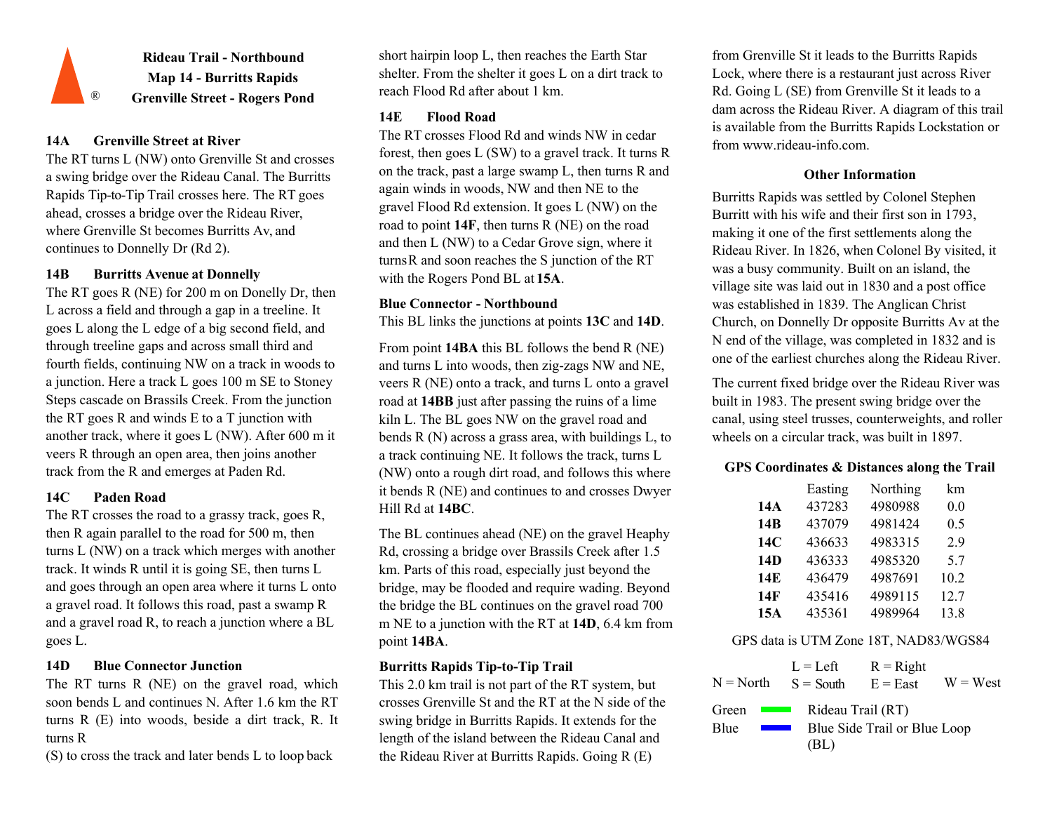# Rideau Trail - Northbound
## Map 14 - Burritts Rapids
## Grenville Street - Rogers Pond

### 14A Grenville Street at River

The RT turns L (NW) onto Grenville St and crosses a swing bridge over the Rideau Canal. The Burritts Rapids Tip-to-Tip Trail crosses here. The RT goes ahead, crosses a bridge over the Rideau River, where Grenville St becomes Burritts Av, and continues to Donnelly Dr (Rd 2).

### 14B Burritts Avenue at Donnelly

The RT goes R (NE) for 200 m on Donelly Dr, then L across a field and through a gap in a treeline. It goes L along the L edge of a big second field, and through treeline gaps and across small third and fourth fields, continuing NW on a track in woods to a junction. Here a track L goes 100 m SE to Stoney Steps cascade on Brassils Creek. From the junction the RT goes R and winds E to a T junction with another track, where it goes L (NW). After 600 m it veers R through an open area, then joins another track from the R and emerges at Paden Rd.

### 14C Paden Road

The RT crosses the road to a grassy track, goes R, then R again parallel to the road for 500 m, then turns L (NW) on a track which merges with another track. It winds R until it is going SE, then turns L and goes through an open area where it turns L onto a gravel road. It follows this road, past a swamp R and a gravel road R, to reach a junction where a BL goes L.

### 14D Blue Connector Junction

The RT turns R (NE) on the gravel road, which soon bends L and continues N. After 1.6 km the RT turns R (E) into woods, beside a dirt track, R. It turns R (S) to cross the track and later bends L to loop back short hairpin loop L, then reaches the Earth Star shelter. From the shelter it goes L on a dirt track to reach Flood Rd after about 1 km.

### 14E Flood Road

The RT crosses Flood Rd and winds NW in cedar forest, then goes L (SW) to a gravel track. It turns R on the track, past a large swamp L, then turns R and again winds in woods, NW and then NE to the gravel Flood Rd extension. It goes L (NW) on the road to point **14F**, then turns R (NE) on the road and then L (NW) to a Cedar Grove sign, where it turns R and soon reaches the S junction of the RT with the Rogers Pond BL at **15A**.

### Blue Connector - Northbound

This BL links the junctions at points **13C** and **14D**.

From point **14BA** this BL follows the bend R (NE) and turns L into woods, then zig-zags NW and NE, veers R (NE) onto a track, and turns L onto a gravel road at **14BB** just after passing the ruins of a lime kiln L. The BL goes NW on the gravel road and bends R (N) across a grass area, with buildings L, to a track continuing NE. It follows the track, turns L (NW) onto a rough dirt road, and follows this where it bends R (NE) and continues to and crosses Dwyer Hill Rd at **14BC**.

The BL continues ahead (NE) on the gravel Heaphy Rd, crossing a bridge over Brassils Creek after 1.5 km. Parts of this road, especially just beyond the bridge, may be flooded and require wading. Beyond the bridge the BL continues on the gravel road 700 m NE to a junction with the RT at **14D**, 6.4 km from point **14BA**.

### Burritts Rapids Tip-to-Tip Trail

This 2.0 km trail is not part of the RT system, but crosses Grenville St and the RT at the N side of the swing bridge in Burritts Rapids. It extends for the length of the island between the Rideau Canal and the Rideau River at Burritts Rapids. Going R (E) from Grenville St it leads to the Burritts Rapids Lock, where there is a restaurant just across River Rd. Going L (SE) from Grenville St it leads to a dam across the Rideau River. A diagram of this trail is available from the Burritts Rapids Lockstation or from www.rideau-info.com.

### Other Information

Burritts Rapids was settled by Colonel Stephen Burritt with his wife and their first son in 1793, making it one of the first settlements along the Rideau River. In 1826, when Colonel By visited, it was a busy community. Built on an island, the village site was laid out in 1830 and a post office was established in 1839. The Anglican Christ Church, on Donnelly Dr opposite Burritts Av at the N end of the village, was completed in 1832 and is one of the earliest churches along the Rideau River.

The current fixed bridge over the Rideau River was built in 1983. The present swing bridge over the canal, using steel trusses, counterweights, and roller wheels on a circular track, was built in 1897.

### GPS Coordinates & Distances along the Trail

| | Easting | Northing | km |
|---|---|---|---|
| **14A** | 437283 | 4980988 | 0.0 |
| **14B** | 437079 | 4981424 | 0.5 |
| **14C** | 436633 | 4983315 | 2.9 |
| **14D** | 436333 | 4985320 | 5.7 |
| **14E** | 436479 | 4987691 | 10.2 |
| **14F** | 435416 | 4989115 | 12.7 |
| **15A** | 435361 | 4989964 | 13.8 |

GPS data is UTM Zone 18T, NAD83/WGS84

| | | | |
|---|---|---|---|
| | L = Left | R = Right | |
| N = North | S = South | E = East | W = West |

Green — Rideau Trail (RT)
Blue — Blue Side Trail or Blue Loop (BL)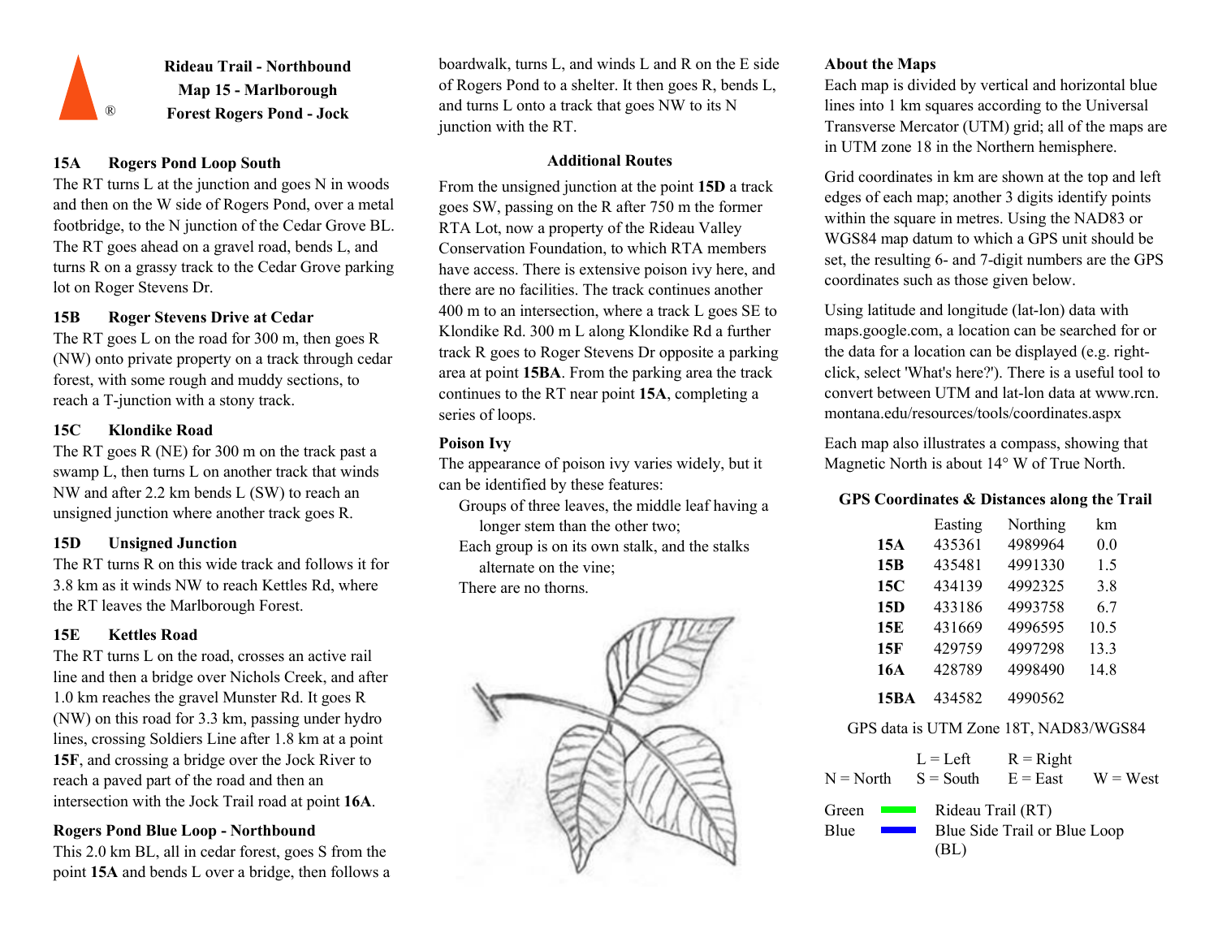**Rideau Trail - Northbound**
**Map 15 - Marlborough**
**Forest Rogers Pond - Jock**

### 15A Rogers Pond Loop South

The RT turns L at the junction and goes N in woods and then on the W side of Rogers Pond, over a metal footbridge, to the N junction of the Cedar Grove BL. The RT goes ahead on a gravel road, bends L, and turns R on a grassy track to the Cedar Grove parking lot on Roger Stevens Dr.

### 15B Roger Stevens Drive at Cedar

The RT goes L on the road for 300 m, then goes R (NW) onto private property on a track through cedar forest, with some rough and muddy sections, to reach a T-junction with a stony track.

### 15C Klondike Road

The RT goes R (NE) for 300 m on the track past a swamp L, then turns L on another track that winds NW and after 2.2 km bends L (SW) to reach an unsigned junction where another track goes R.

### 15D Unsigned Junction

The RT turns R on this wide track and follows it for 3.8 km as it winds NW to reach Kettles Rd, where the RT leaves the Marlborough Forest.

### 15E Kettles Road

The RT turns L on the road, crosses an active rail line and then a bridge over Nichols Creek, and after 1.0 km reaches the gravel Munster Rd. It goes R (NW) on this road for 3.3 km, passing under hydro lines, crossing Soldiers Line after 1.8 km at a point **15F**, and crossing a bridge over the Jock River to reach a paved part of the road and then an intersection with the Jock Trail road at point **16A**.

### Rogers Pond Blue Loop - Northbound

This 2.0 km BL, all in cedar forest, goes S from the point **15A** and bends L over a bridge, then follows a boardwalk, turns L, and winds L and R on the E side of Rogers Pond to a shelter. It then goes R, bends L, and turns L onto a track that goes NW to its N junction with the RT.

### Additional Routes

From the unsigned junction at the point **15D** a track goes SW, passing on the R after 750 m the former RTA Lot, now a property of the Rideau Valley Conservation Foundation, to which RTA members have access. There is extensive poison ivy here, and there are no facilities. The track continues another 400 m to an intersection, where a track L goes SE to Klondike Rd. 300 m L along Klondike Rd a further track R goes to Roger Stevens Dr opposite a parking area at point **15BA**. From the parking area the track continues to the RT near point **15A**, completing a series of loops.

### Poison Ivy

The appearance of poison ivy varies widely, but it can be identified by these features:

- Groups of three leaves, the middle leaf having a longer stem than the other two;
- Each group is on its own stalk, and the stalks alternate on the vine;
- There are no thorns.

### About the Maps

Each map is divided by vertical and horizontal blue lines into 1 km squares according to the Universal Transverse Mercator (UTM) grid; all of the maps are in UTM zone 18 in the Northern hemisphere.

Grid coordinates in km are shown at the top and left edges of each map; another 3 digits identify points within the square in metres. Using the NAD83 or WGS84 map datum to which a GPS unit should be set, the resulting 6- and 7-digit numbers are the GPS coordinates such as those given below.

Using latitude and longitude (lat-lon) data with maps.google.com, a location can be searched for or the data for a location can be displayed (e.g. right-click, select 'What's here?'). There is a useful tool to convert between UTM and lat-lon data at www.rcn.montana.edu/resources/tools/coordinates.aspx

Each map also illustrates a compass, showing that Magnetic North is about 14° W of True North.

### GPS Coordinates & Distances along the Trail

| | Easting | Northing | km |
|---|---|---|---|
| **15A** | 435361 | 4989964 | 0.0 |
| **15B** | 435481 | 4991330 | 1.5 |
| **15C** | 434139 | 4992325 | 3.8 |
| **15D** | 433186 | 4993758 | 6.7 |
| **15E** | 431669 | 4996595 | 10.5 |
| **15F** | 429759 | 4997298 | 13.3 |
| **16A** | 428789 | 4998490 | 14.8 |
| **15BA** | 434582 | 4990562 | |

GPS data is UTM Zone 18T, NAD83/WGS84

| | L = Left | R = Right | |
|---|---|---|---|
| N = North | S = South | E = East | W = West |

Green — Rideau Trail (RT)

Blue — Blue Side Trail or Blue Loop (BL)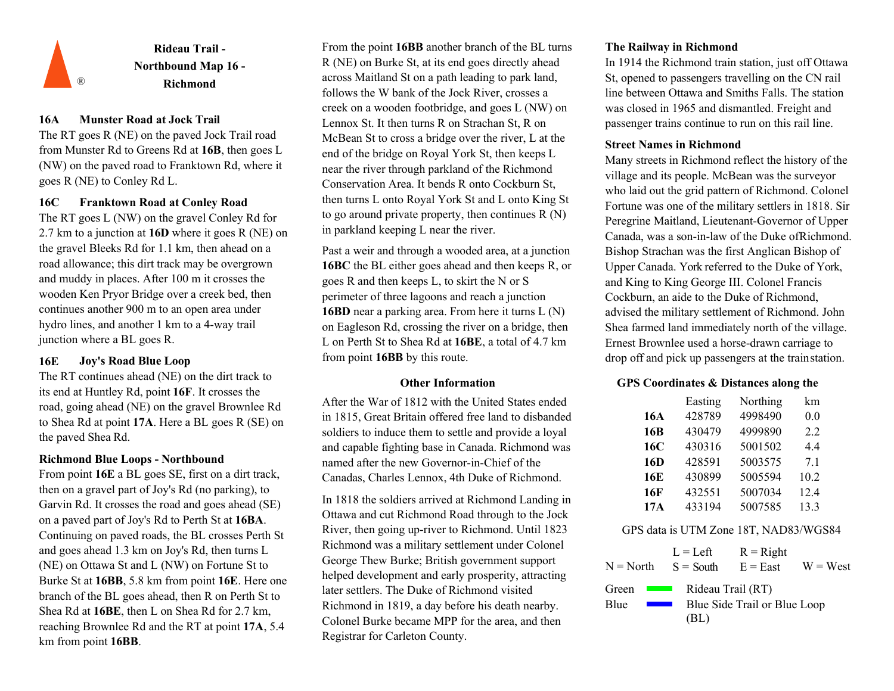# Rideau Trail - Northbound Map 16 - Richmond

### 16A Munster Road at Jock Trail

The RT goes R (NE) on the paved Jock Trail road from Munster Rd to Greens Rd at **16B**, then goes L (NW) on the paved road to Franktown Rd, where it goes R (NE) to Conley Rd L.

### 16C Franktown Road at Conley Road

The RT goes L (NW) on the gravel Conley Rd for 2.7 km to a junction at **16D** where it goes R (NE) on the gravel Bleeks Rd for 1.1 km, then ahead on a road allowance; this dirt track may be overgrown and muddy in places. After 100 m it crosses the wooden Ken Pryor Bridge over a creek bed, then continues another 900 m to an open area under hydro lines, and another 1 km to a 4-way trail junction where a BL goes R.

### 16E Joy's Road Blue Loop

The RT continues ahead (NE) on the dirt track to its end at Huntley Rd, point **16F**. It crosses the road, going ahead (NE) on the gravel Brownlee Rd to Shea Rd at point **17A**. Here a BL goes R (SE) on the paved Shea Rd.

### Richmond Blue Loops - Northbound

From point **16E** a BL goes SE, first on a dirt track, then on a gravel part of Joy's Rd (no parking), to Garvin Rd. It crosses the road and goes ahead (SE) on a paved part of Joy's Rd to Perth St at **16BA**. Continuing on paved roads, the BL crosses Perth St and goes ahead 1.3 km on Joy's Rd, then turns L (NE) on Ottawa St and L (NW) on Fortune St to Burke St at **16BB**, 5.8 km from point **16E**. Here one branch of the BL goes ahead, then R on Perth St to Shea Rd at **16BE**, then L on Shea Rd for 2.7 km, reaching Brownlee Rd and the RT at point **17A**, 5.4 km from point **16BB**.

From the point **16BB** another branch of the BL turns R (NE) on Burke St, at its end goes directly ahead across Maitland St on a path leading to park land, follows the W bank of the Jock River, crosses a creek on a wooden footbridge, and goes L (NW) on Lennox St. It then turns R on Strachan St, R on McBean St to cross a bridge over the river, L at the end of the bridge on Royal York St, then keeps L near the river through parkland of the Richmond Conservation Area. It bends R onto Cockburn St, then turns L onto Royal York St and L onto King St to go around private property, then continues R (N) in parkland keeping L near the river.

Past a weir and through a wooded area, at a junction **16BC** the BL either goes ahead and then keeps R, or goes R and then keeps L, to skirt the N or S perimeter of three lagoons and reach a junction **16BD** near a parking area. From here it turns L (N) on Eagleson Rd, crossing the river on a bridge, then L on Perth St to Shea Rd at **16BE**, a total of 4.7 km from point **16BB** by this route.

## Other Information

After the War of 1812 with the United States ended in 1815, Great Britain offered free land to disbanded soldiers to induce them to settle and provide a loyal and capable fighting base in Canada. Richmond was named after the new Governor-in-Chief of the Canadas, Charles Lennox, 4th Duke of Richmond.

In 1818 the soldiers arrived at Richmond Landing in Ottawa and cut Richmond Road through to the Jock River, then going up-river to Richmond. Until 1823 Richmond was a military settlement under Colonel George Thew Burke; British government support helped development and early prosperity, attracting later settlers. The Duke of Richmond visited Richmond in 1819, a day before his death nearby. Colonel Burke became MPP for the area, and then Registrar for Carleton County.

### The Railway in Richmond

In 1914 the Richmond train station, just off Ottawa St, opened to passengers travelling on the CN rail line between Ottawa and Smiths Falls. The station was closed in 1965 and dismantled. Freight and passenger trains continue to run on this rail line.

### Street Names in Richmond

Many streets in Richmond reflect the history of the village and its people. McBean was the surveyor who laid out the grid pattern of Richmond. Colonel Fortune was one of the military settlers in 1818. Sir Peregrine Maitland, Lieutenant-Governor of Upper Canada, was a son-in-law of the Duke ofRichmond. Bishop Strachan was the first Anglican Bishop of Upper Canada. York referred to the Duke of York, and King to King George III. Colonel Francis Cockburn, an aide to the Duke of Richmond, advised the military settlement of Richmond. John Shea farmed land immediately north of the village. Ernest Brownlee used a horse-drawn carriage to drop off and pick up passengers at the trainstation.

### GPS Coordinates & Distances along the

| | Easting | Northing | km |
|---|---|---|---|
| **16A** | 428789 | 4998490 | 0.0 |
| **16B** | 430479 | 4999890 | 2.2 |
| **16C** | 430316 | 5001502 | 4.4 |
| **16D** | 428591 | 5003575 | 7.1 |
| **16E** | 430899 | 5005594 | 10.2 |
| **16F** | 432551 | 5007034 | 12.4 |
| **17A** | 433194 | 5007585 | 13.3 |

GPS data is UTM Zone 18T, NAD83/WGS84

L = Left R = Right
N = North S = South E = East W = West

Green — Rideau Trail (RT)
Blue — Blue Side Trail or Blue Loop (BL)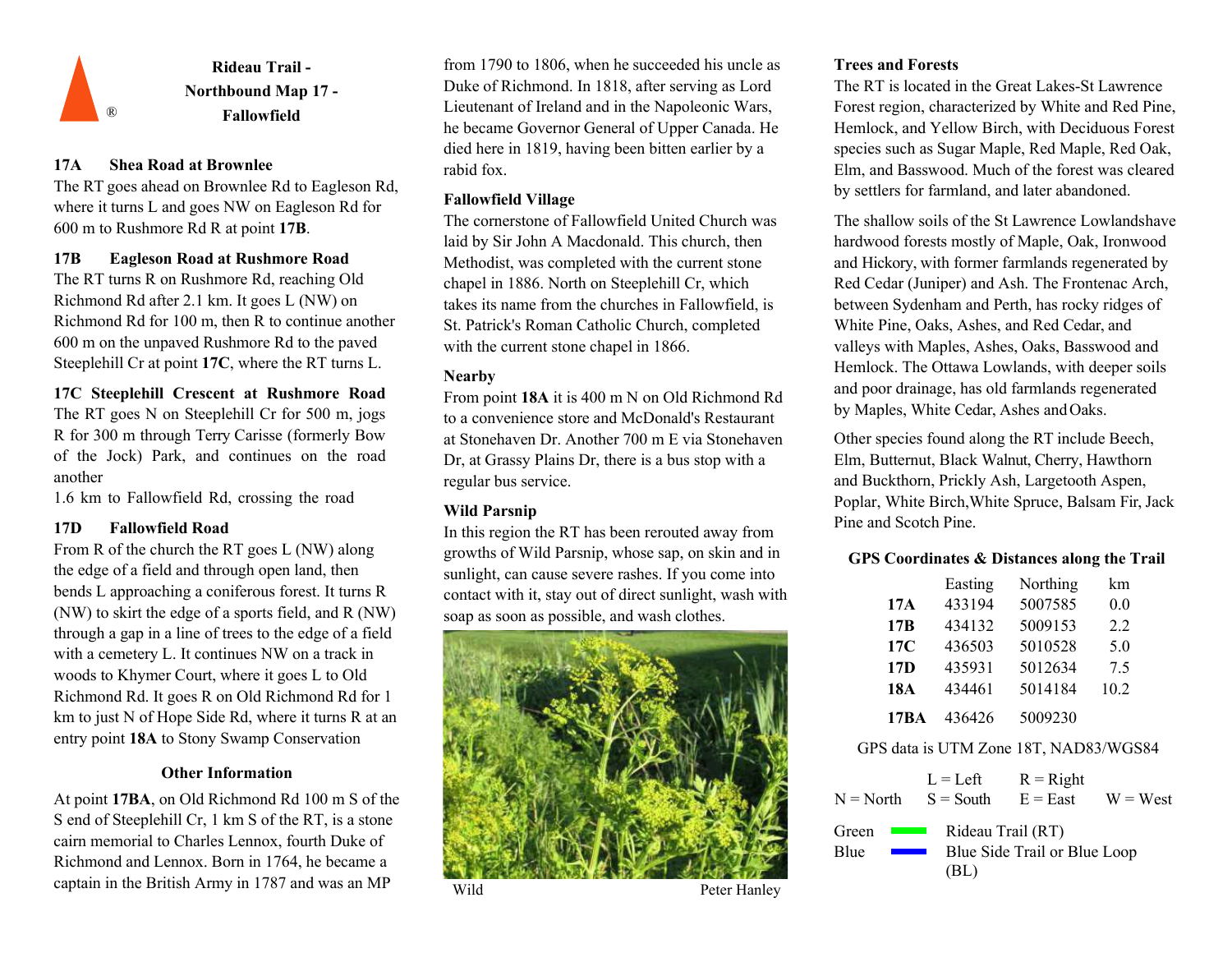# Rideau Trail - Northbound Map 17 - Fallowfield

### 17A Shea Road at Brownlee

The RT goes ahead on Brownlee Rd to Eagleson Rd, where it turns L and goes NW on Eagleson Rd for 600 m to Rushmore Rd R at point **17B**.

### 17B Eagleson Road at Rushmore Road

The RT turns R on Rushmore Rd, reaching Old Richmond Rd after 2.1 km. It goes L (NW) on Richmond Rd for 100 m, then R to continue another 600 m on the unpaved Rushmore Rd to the paved Steeplehill Cr at point **17C**, where the RT turns L.

### 17C Steeplehill Crescent at Rushmore Road

The RT goes N on Steeplehill Cr for 500 m, jogs R for 300 m through Terry Carisse (formerly Bow of the Jock) Park, and continues on the road another

1.6 km to Fallowfield Rd, crossing the road

### 17D Fallowfield Road

From R of the church the RT goes L (NW) along the edge of a field and through open land, then bends L approaching a coniferous forest. It turns R (NW) to skirt the edge of a sports field, and R (NW) through a gap in a line of trees to the edge of a field with a cemetery L. It continues NW on a track in woods to Khymer Court, where it goes L to Old Richmond Rd. It goes R on Old Richmond Rd for 1 km to just N of Hope Side Rd, where it turns R at an entry point **18A** to Stony Swamp Conservation

## Other Information

At point **17BA**, on Old Richmond Rd 100 m S of the S end of Steeplehill Cr, 1 km S of the RT, is a stone cairn memorial to Charles Lennox, fourth Duke of Richmond and Lennox. Born in 1764, he became a captain in the British Army in 1787 and was an MP from 1790 to 1806, when he succeeded his uncle as Duke of Richmond. In 1818, after serving as Lord Lieutenant of Ireland and in the Napoleonic Wars, he became Governor General of Upper Canada. He died here in 1819, having been bitten earlier by a rabid fox.

### Fallowfield Village

The cornerstone of Fallowfield United Church was laid by Sir John A Macdonald. This church, then Methodist, was completed with the current stone chapel in 1886. North on Steeplehill Cr, which takes its name from the churches in Fallowfield, is St. Patrick's Roman Catholic Church, completed with the current stone chapel in 1866.

### Nearby

From point **18A** it is 400 m N on Old Richmond Rd to a convenience store and McDonald's Restaurant at Stonehaven Dr. Another 700 m E via Stonehaven Dr, at Grassy Plains Dr, there is a bus stop with a regular bus service.

### Wild Parsnip

In this region the RT has been rerouted away from growths of Wild Parsnip, whose sap, on skin and in sunlight, can cause severe rashes. If you come into contact with it, stay out of direct sunlight, wash with soap as soon as possible, and wash clothes.

Wild Peter Hanley

### Trees and Forests

The RT is located in the Great Lakes-St Lawrence Forest region, characterized by White and Red Pine, Hemlock, and Yellow Birch, with Deciduous Forest species such as Sugar Maple, Red Maple, Red Oak, Elm, and Basswood. Much of the forest was cleared by settlers for farmland, and later abandoned.

The shallow soils of the St Lawrence Lowlandshave hardwood forests mostly of Maple, Oak, Ironwood and Hickory, with former farmlands regenerated by Red Cedar (Juniper) and Ash. The Frontenac Arch, between Sydenham and Perth, has rocky ridges of White Pine, Oaks, Ashes, and Red Cedar, and valleys with Maples, Ashes, Oaks, Basswood and Hemlock. The Ottawa Lowlands, with deeper soils and poor drainage, has old farmlands regenerated by Maples, White Cedar, Ashes and Oaks.

Other species found along the RT include Beech, Elm, Butternut, Black Walnut, Cherry, Hawthorn and Buckthorn, Prickly Ash, Largetooth Aspen, Poplar, White Birch,White Spruce, Balsam Fir, Jack Pine and Scotch Pine.

### GPS Coordinates & Distances along the Trail

| | Easting | Northing | km |
|---|---|---|---|
| **17A** | 433194 | 5007585 | 0.0 |
| **17B** | 434132 | 5009153 | 2.2 |
| **17C** | 436503 | 5010528 | 5.0 |
| **17D** | 435931 | 5012634 | 7.5 |
| **18A** | 434461 | 5014184 | 10.2 |
| **17BA** | 436426 | 5009230 | |

GPS data is UTM Zone 18T, NAD83/WGS84

L = Left  R = Right
N = North  S = South  E = East  W = West

Green — Rideau Trail (RT)
Blue — Blue Side Trail or Blue Loop (BL)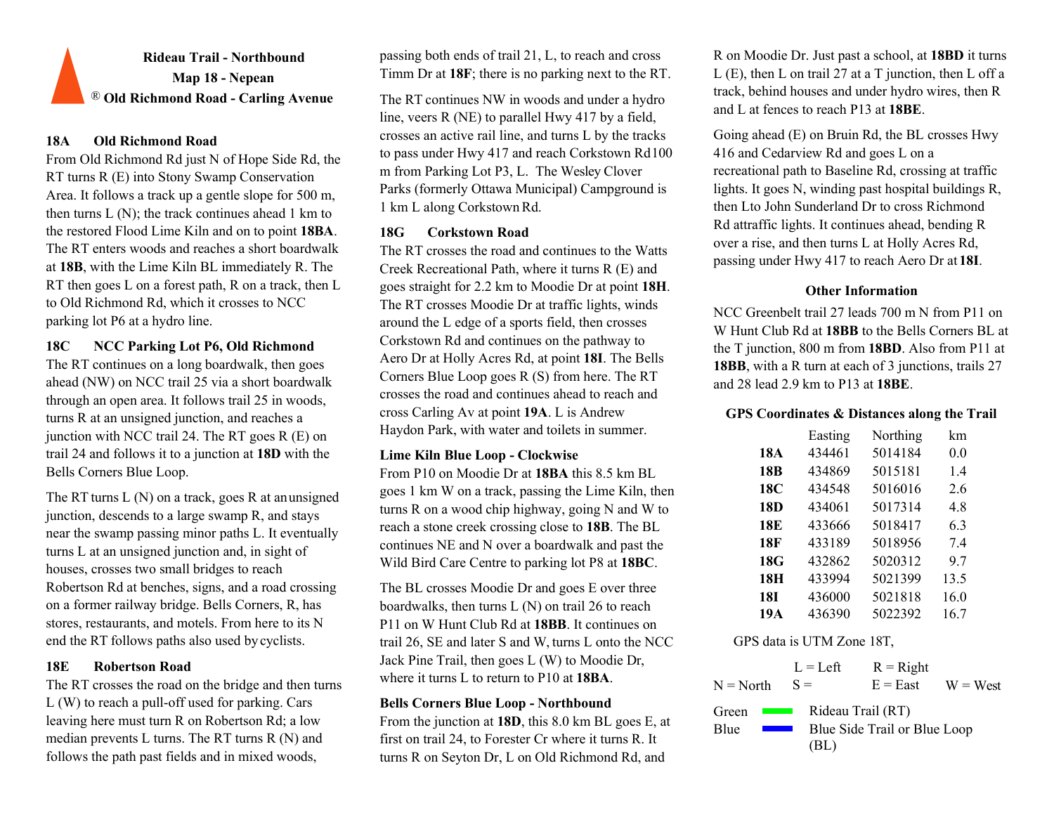# Rideau Trail - Northbound
## Map 18 - Nepean
## ® Old Richmond Road - Carling Avenue

### 18A Old Richmond Road

From Old Richmond Rd just N of Hope Side Rd, the RT turns R (E) into Stony Swamp Conservation Area. It follows a track up a gentle slope for 500 m, then turns L (N); the track continues ahead 1 km to the restored Flood Lime Kiln and on to point **18BA**. The RT enters woods and reaches a short boardwalk at **18B**, with the Lime Kiln BL immediately R. The RT then goes L on a forest path, R on a track, then L to Old Richmond Rd, which it crosses to NCC parking lot P6 at a hydro line.

### 18C NCC Parking Lot P6, Old Richmond

The RT continues on a long boardwalk, then goes ahead (NW) on NCC trail 25 via a short boardwalk through an open area. It follows trail 25 in woods, turns R at an unsigned junction, and reaches a junction with NCC trail 24. The RT goes R (E) on trail 24 and follows it to a junction at **18D** with the Bells Corners Blue Loop.

The RT turns L (N) on a track, goes R at an unsigned junction, descends to a large swamp R, and stays near the swamp passing minor paths L. It eventually turns L at an unsigned junction and, in sight of houses, crosses two small bridges to reach Robertson Rd at benches, signs, and a road crossing on a former railway bridge. Bells Corners, R, has stores, restaurants, and motels. From here to its N end the RT follows paths also used by cyclists.

### 18E Robertson Road

The RT crosses the road on the bridge and then turns L (W) to reach a pull-off used for parking. Cars leaving here must turn R on Robertson Rd; a low median prevents L turns. The RT turns R (N) and follows the path past fields and in mixed woods, passing both ends of trail 21, L, to reach and cross Timm Dr at **18F**; there is no parking next to the RT.

The RT continues NW in woods and under a hydro line, veers R (NE) to parallel Hwy 417 by a field, crosses an active rail line, and turns L by the tracks to pass under Hwy 417 and reach Corkstown Rd 100 m from Parking Lot P3, L. The Wesley Clover Parks (formerly Ottawa Municipal) Campground is 1 km L along Corkstown Rd.

### 18G Corkstown Road

The RT crosses the road and continues to the Watts Creek Recreational Path, where it turns R (E) and goes straight for 2.2 km to Moodie Dr at point **18H**. The RT crosses Moodie Dr at traffic lights, winds around the L edge of a sports field, then crosses Corkstown Rd and continues on the pathway to Aero Dr at Holly Acres Rd, at point **18I**. The Bells Corners Blue Loop goes R (S) from here. The RT crosses the road and continues ahead to reach and cross Carling Av at point **19A**. L is Andrew Haydon Park, with water and toilets in summer.

### Lime Kiln Blue Loop - Clockwise

From P10 on Moodie Dr at **18BA** this 8.5 km BL goes 1 km W on a track, passing the Lime Kiln, then turns R on a wood chip highway, going N and W to reach a stone creek crossing close to **18B**. The BL continues NE and N over a boardwalk and past the Wild Bird Care Centre to parking lot P8 at **18BC**.

The BL crosses Moodie Dr and goes E over three boardwalks, then turns L (N) on trail 26 to reach P11 on W Hunt Club Rd at **18BB**. It continues on trail 26, SE and later S and W, turns L onto the NCC Jack Pine Trail, then goes L (W) to Moodie Dr, where it turns L to return to P10 at **18BA**.

### Bells Corners Blue Loop - Northbound

From the junction at **18D**, this 8.0 km BL goes E, at first on trail 24, to Forester Cr where it turns R. It turns R on Seyton Dr, L on Old Richmond Rd, and R on Moodie Dr. Just past a school, at **18BD** it turns L (E), then L on trail 27 at a T junction, then L off a track, behind houses and under hydro wires, then R and L at fences to reach P13 at **18BE**.

Going ahead (E) on Bruin Rd, the BL crosses Hwy 416 and Cedarview Rd and goes L on a recreational path to Baseline Rd, crossing at traffic lights. It goes N, winding past hospital buildings R, then L to John Sunderland Dr to cross Richmond Rd at traffic lights. It continues ahead, bending R over a rise, and then turns L at Holly Acres Rd, passing under Hwy 417 to reach Aero Dr at **18I**.

### Other Information

NCC Greenbelt trail 27 leads 700 m N from P11 on W Hunt Club Rd at **18BB** to the Bells Corners BL at the T junction, 800 m from **18BD**. Also from P11 at **18BB**, with a R turn at each of 3 junctions, trails 27 and 28 lead 2.9 km to P13 at **18BE**.

### GPS Coordinates & Distances along the Trail

| | Easting | Northing | km |
|---|---|---|---|
| **18A** | 434461 | 5014184 | 0.0 |
| **18B** | 434869 | 5015181 | 1.4 |
| **18C** | 434548 | 5016016 | 2.6 |
| **18D** | 434061 | 5017314 | 4.8 |
| **18E** | 433666 | 5018417 | 6.3 |
| **18F** | 433189 | 5018956 | 7.4 |
| **18G** | 432862 | 5020312 | 9.7 |
| **18H** | 433994 | 5021399 | 13.5 |
| **18I** | 436000 | 5021818 | 16.0 |
| **19A** | 436390 | 5022392 | 16.7 |

GPS data is UTM Zone 18T,

L = Left  R = Right
N = North  S =  E = East  W = West

Green — Rideau Trail (RT)
Blue — Blue Side Trail or Blue Loop (BL)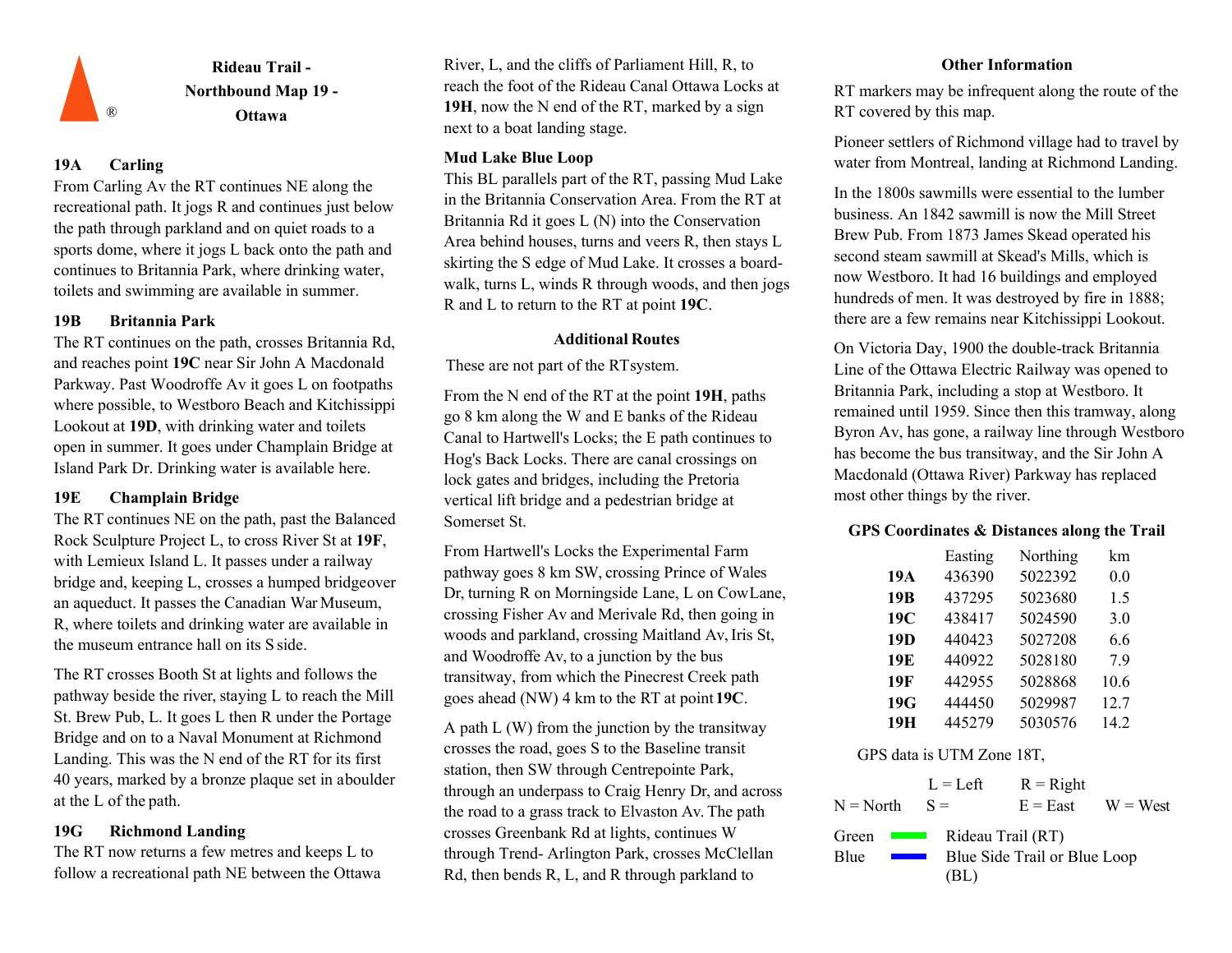# Rideau Trail - Northbound Map 19 - Ottawa

### 19A Carling

From Carling Av the RT continues NE along the recreational path. It jogs R and continues just below the path through parkland and on quiet roads to a sports dome, where it jogs L back onto the path and continues to Britannia Park, where drinking water, toilets and swimming are available in summer.

### 19B Britannia Park

The RT continues on the path, crosses Britannia Rd, and reaches point **19C** near Sir John A Macdonald Parkway. Past Woodroffe Av it goes L on footpaths where possible, to Westboro Beach and Kitchissippi Lookout at **19D**, with drinking water and toilets open in summer. It goes under Champlain Bridge at Island Park Dr. Drinking water is available here.

### 19E Champlain Bridge

The RT continues NE on the path, past the Balanced Rock Sculpture Project L, to cross River St at **19F**, with Lemieux Island L. It passes under a railway bridge and, keeping L, crosses a humped bridgeover an aqueduct. It passes the Canadian War Museum, R, where toilets and drinking water are available in the museum entrance hall on its S side.

The RT crosses Booth St at lights and follows the pathway beside the river, staying L to reach the Mill St. Brew Pub, L. It goes L then R under the Portage Bridge and on to a Naval Monument at Richmond Landing. This was the N end of the RT for its first 40 years, marked by a bronze plaque set in aboulder at the L of the path.

### 19G Richmond Landing

The RT now returns a few metres and keeps L to follow a recreational path NE between the Ottawa River, L, and the cliffs of Parliament Hill, R, to reach the foot of the Rideau Canal Ottawa Locks at **19H**, now the N end of the RT, marked by a sign next to a boat landing stage.

### Mud Lake Blue Loop

This BL parallels part of the RT, passing Mud Lake in the Britannia Conservation Area. From the RT at Britannia Rd it goes L (N) into the Conservation Area behind houses, turns and veers R, then stays L skirting the S edge of Mud Lake. It crosses a board-walk, turns L, winds R through woods, and then jogs R and L to return to the RT at point **19C**.

### Additional Routes

These are not part of the RTsystem.

From the N end of the RT at the point **19H**, paths go 8 km along the W and E banks of the Rideau Canal to Hartwell's Locks; the E path continues to Hog's Back Locks. There are canal crossings on lock gates and bridges, including the Pretoria vertical lift bridge and a pedestrian bridge at Somerset St.

From Hartwell's Locks the Experimental Farm pathway goes 8 km SW, crossing Prince of Wales Dr, turning R on Morningside Lane, L on CowLane, crossing Fisher Av and Merivale Rd, then going in woods and parkland, crossing Maitland Av, Iris St, and Woodroffe Av, to a junction by the bus transitway, from which the Pinecrest Creek path goes ahead (NW) 4 km to the RT at point **19C**.

A path L (W) from the junction by the transitway crosses the road, goes S to the Baseline transit station, then SW through Centrepointe Park, through an underpass to Craig Henry Dr, and across the road to a grass track to Elvaston Av. The path crosses Greenbank Rd at lights, continues W through Trend- Arlington Park, crosses McClellan Rd, then bends R, L, and R through parkland to

### Other Information

RT markers may be infrequent along the route of the RT covered by this map.

Pioneer settlers of Richmond village had to travel by water from Montreal, landing at Richmond Landing.

In the 1800s sawmills were essential to the lumber business. An 1842 sawmill is now the Mill Street Brew Pub. From 1873 James Skead operated his second steam sawmill at Skead's Mills, which is now Westboro. It had 16 buildings and employed hundreds of men. It was destroyed by fire in 1888; there are a few remains near Kitchissippi Lookout.

On Victoria Day, 1900 the double-track Britannia Line of the Ottawa Electric Railway was opened to Britannia Park, including a stop at Westboro. It remained until 1959. Since then this tramway, along Byron Av, has gone, a railway line through Westboro has become the bus transitway, and the Sir John A Macdonald (Ottawa River) Parkway has replaced most other things by the river.

### GPS Coordinates & Distances along the Trail

| | Easting | Northing | km |
|---|---|---|---|
| **19A** | 436390 | 5022392 | 0.0 |
| **19B** | 437295 | 5023680 | 1.5 |
| **19C** | 438417 | 5024590 | 3.0 |
| **19D** | 440423 | 5027208 | 6.6 |
| **19E** | 440922 | 5028180 | 7.9 |
| **19F** | 442955 | 5028868 | 10.6 |
| **19G** | 444450 | 5029987 | 12.7 |
| **19H** | 445279 | 5030576 | 14.2 |

GPS data is UTM Zone 18T,

L = Left R = Right
N = North S = E = East W = West

Green — Rideau Trail (RT)
Blue — Blue Side Trail or Blue Loop (BL)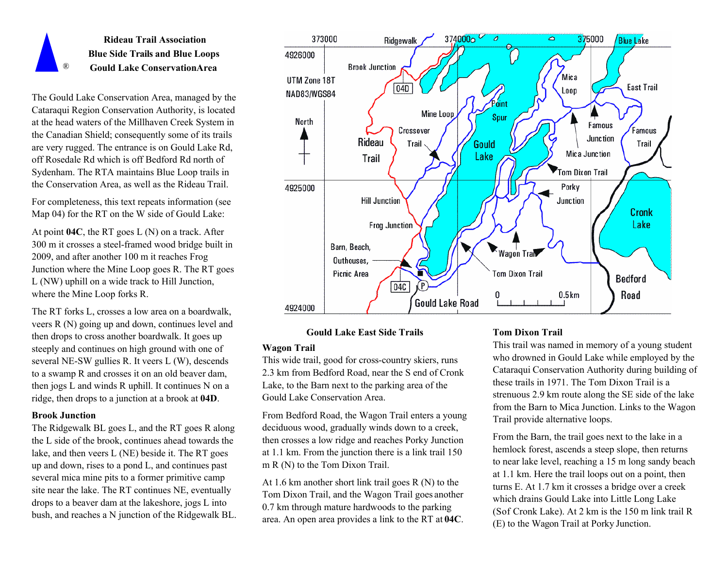**Rideau Trail Association**
**Blue Side Trails and Blue Loops**
**Gould Lake ConservationArea**

The Gould Lake Conservation Area, managed by the Cataraqui Region Conservation Authority, is located at the head waters of the Millhaven Creek System in the Canadian Shield; consequently some of its trails are very rugged. The entrance is on Gould Lake Rd, off Rosedale Rd which is off Bedford Rd north of Sydenham. The RTA maintains Blue Loop trails in the Conservation Area, as well as the Rideau Trail.

For completeness, this text repeats information (see Map 04) for the RT on the W side of Gould Lake:

At point **04C**, the RT goes L (N) on a track. After 300 m it crosses a steel-framed wood bridge built in 2009, and after another 100 m it reaches Frog Junction where the Mine Loop goes R. The RT goes L (NW) uphill on a wide track to Hill Junction, where the Mine Loop forks R.

The RT forks L, crosses a low area on a boardwalk, veers R (N) going up and down, continues level and then drops to cross another boardwalk. It goes up steeply and continues on high ground with one of several NE-SW gullies R. It veers L (W), descends to a swamp R and crosses it on an old beaver dam, then jogs L and winds R uphill. It continues N on a ridge, then drops to a junction at a brook at **04D**.

**Brook Junction**

The Ridgewalk BL goes L, and the RT goes R along the L side of the brook, continues ahead towards the lake, and then veers L (NE) beside it. The RT goes up and down, rises to a pond L, and continues past several mica mine pits to a former primitive camp site near the lake. The RT continues NE, eventually drops to a beaver dam at the lakeshore, jogs L into bush, and reaches a N junction of the Ridgewalk BL.

### Gould Lake East Side Trails

**Wagon Trail**

This wide trail, good for cross-country skiers, runs 2.3 km from Bedford Road, near the S end of Cronk Lake, to the Barn next to the parking area of the Gould Lake Conservation Area.

From Bedford Road, the Wagon Trail enters a young deciduous wood, gradually winds down to a creek, then crosses a low ridge and reaches Porky Junction at 1.1 km. From the junction there is a link trail 150 m R (N) to the Tom Dixon Trail.

At 1.6 km another short link trail goes R (N) to the Tom Dixon Trail, and the Wagon Trail goes another 0.7 km through mature hardwoods to the parking area. An open area provides a link to the RT at **04C**.

**Tom Dixon Trail**

This trail was named in memory of a young student who drowned in Gould Lake while employed by the Cataraqui Conservation Authority during building of these trails in 1971. The Tom Dixon Trail is a strenuous 2.9 km route along the SE side of the lake from the Barn to Mica Junction. Links to the Wagon Trail provide alternative loops.

From the Barn, the trail goes next to the lake in a hemlock forest, ascends a steep slope, then returns to near lake level, reaching a 15 m long sandy beach at 1.1 km. Here the trail loops out on a point, then turns E. At 1.7 km it crosses a bridge over a creek which drains Gould Lake into Little Long Lake (Sof Cronk Lake). At 2 km is the 150 m link trail R (E) to the Wagon Trail at Porky Junction.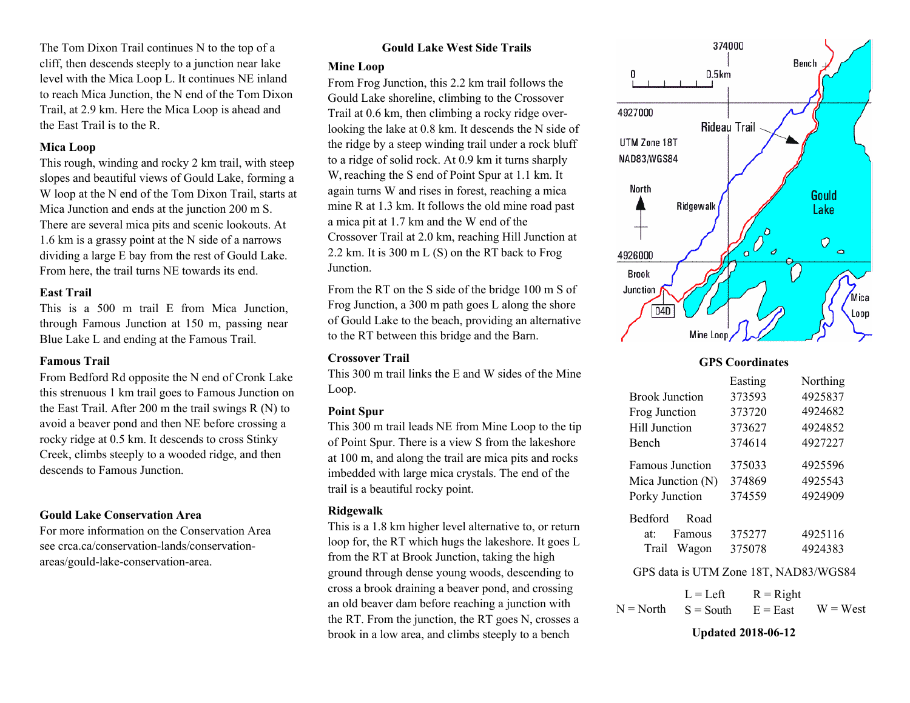The Tom Dixon Trail continues N to the top of a cliff, then descends steeply to a junction near lake level with the Mica Loop L. It continues NE inland to reach Mica Junction, the N end of the Tom Dixon Trail, at 2.9 km. Here the Mica Loop is ahead and the East Trail is to the R.

### Mica Loop

This rough, winding and rocky 2 km trail, with steep slopes and beautiful views of Gould Lake, forming a W loop at the N end of the Tom Dixon Trail, starts at Mica Junction and ends at the junction 200 m S. There are several mica pits and scenic lookouts. At 1.6 km is a grassy point at the N side of a narrows dividing a large E bay from the rest of Gould Lake. From here, the trail turns NE towards its end.

### East Trail

This is a 500 m trail E from Mica Junction, through Famous Junction at 150 m, passing near Blue Lake L and ending at the Famous Trail.

### Famous Trail

From Bedford Rd opposite the N end of Cronk Lake this strenuous 1 km trail goes to Famous Junction on the East Trail. After 200 m the trail swings R (N) to avoid a beaver pond and then NE before crossing a rocky ridge at 0.5 km. It descends to cross Stinky Creek, climbs steeply to a wooded ridge, and then descends to Famous Junction.

### Gould Lake Conservation Area

For more information on the Conservation Area see crca.ca/conservation-lands/conservation-areas/gould-lake-conservation-area.

## Gould Lake West Side Trails

### Mine Loop

From Frog Junction, this 2.2 km trail follows the Gould Lake shoreline, climbing to the Crossover Trail at 0.6 km, then climbing a rocky ridge overlooking the lake at 0.8 km. It descends the N side of the ridge by a steep winding trail under a rock bluff to a ridge of solid rock. At 0.9 km it turns sharply W, reaching the S end of Point Spur at 1.1 km. It again turns W and rises in forest, reaching a mica mine R at 1.3 km. It follows the old mine road past a mica pit at 1.7 km and the W end of the Crossover Trail at 2.0 km, reaching Hill Junction at 2.2 km. It is 300 m L (S) on the RT back to Frog Junction.

From the RT on the S side of the bridge 100 m S of Frog Junction, a 300 m path goes L along the shore of Gould Lake to the beach, providing an alternative to the RT between this bridge and the Barn.

### Crossover Trail

This 300 m trail links the E and W sides of the Mine Loop.

### Point Spur

This 300 m trail leads NE from Mine Loop to the tip of Point Spur. There is a view S from the lakeshore at 100 m, and along the trail are mica pits and rocks imbedded with large mica crystals. The end of the trail is a beautiful rocky point.

### Ridgewalk

This is a 1.8 km higher level alternative to, or return loop for, the RT which hugs the lakeshore. It goes L from the RT at Brook Junction, taking the high ground through dense young woods, descending to cross a brook draining a beaver pond, and crossing an old beaver dam before reaching a junction with the RT. From the junction, the RT goes N, crosses a brook in a low area, and climbs steeply to a bench

### GPS Coordinates

| | Easting | Northing |
|---|---|---|
| Brook Junction | 373593 | 4925837 |
| Frog Junction | 373720 | 4924682 |
| Hill Junction | 373627 | 4924852 |
| Bench | 374614 | 4927227 |
| Famous Junction | 375033 | 4925596 |
| Mica Junction (N) | 374869 | 4925543 |
| Porky Junction | 374559 | 4924909 |
| Bedford Road at: Famous Trail | 375277 | 4925116 |
| Bedford Road at: Wagon | 375078 | 4924383 |

GPS data is UTM Zone 18T, NAD83/WGS84

N = North  L = Left  S = South  R = Right  E = East  W = West

**Updated 2018-06-12**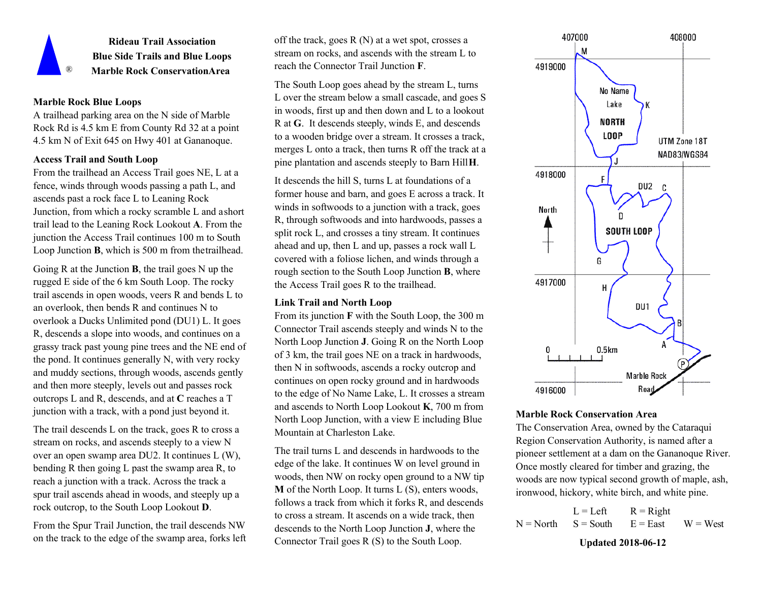# Rideau Trail Association
## Blue Side Trails and Blue Loops
## Marble Rock ConservationArea

### Marble Rock Blue Loops

A trailhead parking area on the N side of Marble Rock Rd is 4.5 km E from County Rd 32 at a point 4.5 km N of Exit 645 on Hwy 401 at Gananoque.

### Access Trail and South Loop

From the trailhead an Access Trail goes NE, L at a fence, winds through woods passing a path L, and ascends past a rock face L to Leaning Rock Junction, from which a rocky scramble L and a short trail lead to the Leaning Rock Lookout **A**. From the junction the Access Trail continues 100 m to South Loop Junction **B**, which is 500 m from the trailhead.

Going R at the Junction **B**, the trail goes N up the rugged E side of the 6 km South Loop. The rocky trail ascends in open woods, veers R and bends L to an overlook, then bends R and continues N to overlook a Ducks Unlimited pond (DU1) L. It goes R, descends a slope into woods, and continues on a grassy track past young pine trees and the NE end of the pond. It continues generally N, with very rocky and muddy sections, through woods, ascends gently and then more steeply, levels out and passes rock outcrops L and R, descends, and at **C** reaches a T junction with a track, with a pond just beyond it.

The trail descends L on the track, goes R to cross a stream on rocks, and ascends steeply to a view N over an open swamp area DU2. It continues L (W), bending R then going L past the swamp area R, to reach a junction with a track. Across the track a spur trail ascends ahead in woods, and steeply up a rock outcrop, to the South Loop Lookout **D**.

From the Spur Trail Junction, the trail descends NW on the track to the edge of the swamp area, forks left off the track, goes R (N) at a wet spot, crosses a stream on rocks, and ascends with the stream L to reach the Connector Trail Junction **F**.

The South Loop goes ahead by the stream L, turns L over the stream below a small cascade, and goes S in woods, first up and then down and L to a lookout R at **G**. It descends steeply, winds E, and descends to a wooden bridge over a stream. It crosses a track, merges L onto a track, then turns R off the track at a pine plantation and ascends steeply to Barn Hill **H**.

It descends the hill S, turns L at foundations of a former house and barn, and goes E across a track. It winds in softwoods to a junction with a track, goes R, through softwoods and into hardwoods, passes a split rock L, and crosses a tiny stream. It continues ahead and up, then L and up, passes a rock wall L covered with a foliose lichen, and winds through a rough section to the South Loop Junction **B**, where the Access Trail goes R to the trailhead.

### Link Trail and North Loop

From its junction **F** with the South Loop, the 300 m Connector Trail ascends steeply and winds N to the North Loop Junction **J**. Going R on the North Loop of 3 km, the trail goes NE on a track in hardwoods, then N in softwoods, ascends a rocky outcrop and continues on open rocky ground and in hardwoods to the edge of No Name Lake, L. It crosses a stream and ascends to North Loop Lookout **K**, 700 m from North Loop Junction, with a view E including Blue Mountain at Charleston Lake.

The trail turns L and descends in hardwoods to the edge of the lake. It continues W on level ground in woods, then NW on rocky open ground to a NW tip **M** of the North Loop. It turns L (S), enters woods, follows a track from which it forks R, and descends to cross a stream. It ascends on a wide track, then descends to the North Loop Junction **J**, where the Connector Trail goes R (S) to the South Loop.

407000 408000 4919000 4918000 4917000 4916000 UTM Zone 18T NAD83/WGS84 North 0 0.5km No Name Lake NORTH LOOP SOUTH LOOP DU1 DU2 Marble Rock Road

### Marble Rock Conservation Area

The Conservation Area, owned by the Cataraqui Region Conservation Authority, is named after a pioneer settlement at a dam on the Gananoque River. Once mostly cleared for timber and grazing, the woods are now typical second growth of maple, ash, ironwood, hickory, white birch, and white pine.

| | L = Left | R = Right | |
|---|---|---|---|
| N = North | S = South | E = East | W = West |

**Updated 2018-06-12**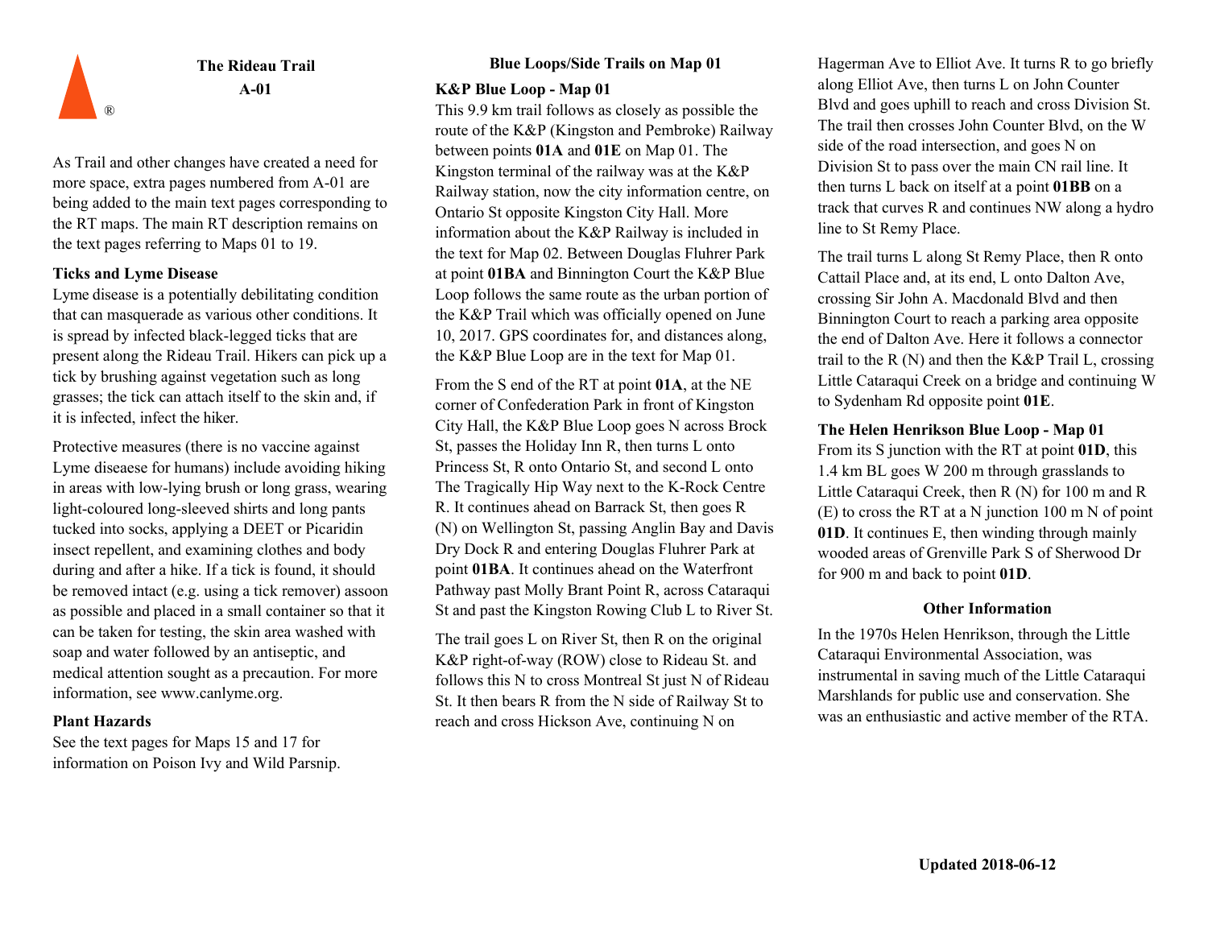# The Rideau Trail

## A-01

As Trail and other changes have created a need for more space, extra pages numbered from A-01 are being added to the main text pages corresponding to the RT maps. The main RT description remains on the text pages referring to Maps 01 to 19.

### Ticks and Lyme Disease

Lyme disease is a potentially debilitating condition that can masquerade as various other conditions. It is spread by infected black-legged ticks that are present along the Rideau Trail. Hikers can pick up a tick by brushing against vegetation such as long grasses; the tick can attach itself to the skin and, if it is infected, infect the hiker.

Protective measures (there is no vaccine against Lyme diseaese for humans) include avoiding hiking in areas with low-lying brush or long grass, wearing light-coloured long-sleeved shirts and long pants tucked into socks, applying a DEET or Picaridin insect repellent, and examining clothes and body during and after a hike. If a tick is found, it should be removed intact (e.g. using a tick remover) assoon as possible and placed in a small container so that it can be taken for testing, the skin area washed with soap and water followed by an antiseptic, and medical attention sought as a precaution. For more information, see www.canlyme.org.

### Plant Hazards

See the text pages for Maps 15 and 17 for information on Poison Ivy and Wild Parsnip.

## Blue Loops/Side Trails on Map 01

### K&P Blue Loop - Map 01

This 9.9 km trail follows as closely as possible the route of the K&P (Kingston and Pembroke) Railway between points **01A** and **01E** on Map 01. The Kingston terminal of the railway was at the K&P Railway station, now the city information centre, on Ontario St opposite Kingston City Hall. More information about the K&P Railway is included in the text for Map 02. Between Douglas Fluhrer Park at point **01BA** and Binnington Court the K&P Blue Loop follows the same route as the urban portion of the K&P Trail which was officially opened on June 10, 2017. GPS coordinates for, and distances along, the K&P Blue Loop are in the text for Map 01.

From the S end of the RT at point **01A**, at the NE corner of Confederation Park in front of Kingston City Hall, the K&P Blue Loop goes N across Brock St, passes the Holiday Inn R, then turns L onto Princess St, R onto Ontario St, and second L onto The Tragically Hip Way next to the K-Rock Centre R. It continues ahead on Barrack St, then goes R (N) on Wellington St, passing Anglin Bay and Davis Dry Dock R and entering Douglas Fluhrer Park at point **01BA**. It continues ahead on the Waterfront Pathway past Molly Brant Point R, across Cataraqui St and past the Kingston Rowing Club L to River St.

The trail goes L on River St, then R on the original K&P right-of-way (ROW) close to Rideau St. and follows this N to cross Montreal St just N of Rideau St. It then bears R from the N side of Railway St to reach and cross Hickson Ave, continuing N on Hagerman Ave to Elliot Ave. It turns R to go briefly along Elliot Ave, then turns L on John Counter Blvd and goes uphill to reach and cross Division St. The trail then crosses John Counter Blvd, on the W side of the road intersection, and goes N on Division St to pass over the main CN rail line. It then turns L back on itself at a point **01BB** on a track that curves R and continues NW along a hydro line to St Remy Place.

The trail turns L along St Remy Place, then R onto Cattail Place and, at its end, L onto Dalton Ave, crossing Sir John A. Macdonald Blvd and then Binnington Court to reach a parking area opposite the end of Dalton Ave. Here it follows a connector trail to the R (N) and then the K&P Trail L, crossing Little Cataraqui Creek on a bridge and continuing W to Sydenham Rd opposite point **01E**.

### The Helen Henrikson Blue Loop - Map 01

From its S junction with the RT at point **01D**, this 1.4 km BL goes W 200 m through grasslands to Little Cataraqui Creek, then R (N) for 100 m and R (E) to cross the RT at a N junction 100 m N of point **01D**. It continues E, then winding through mainly wooded areas of Grenville Park S of Sherwood Dr for 900 m and back to point **01D**.

## Other Information

In the 1970s Helen Henrikson, through the Little Cataraqui Environmental Association, was instrumental in saving much of the Little Cataraqui Marshlands for public use and conservation. She was an enthusiastic and active member of the RTA.

**Updated 2018-06-12**